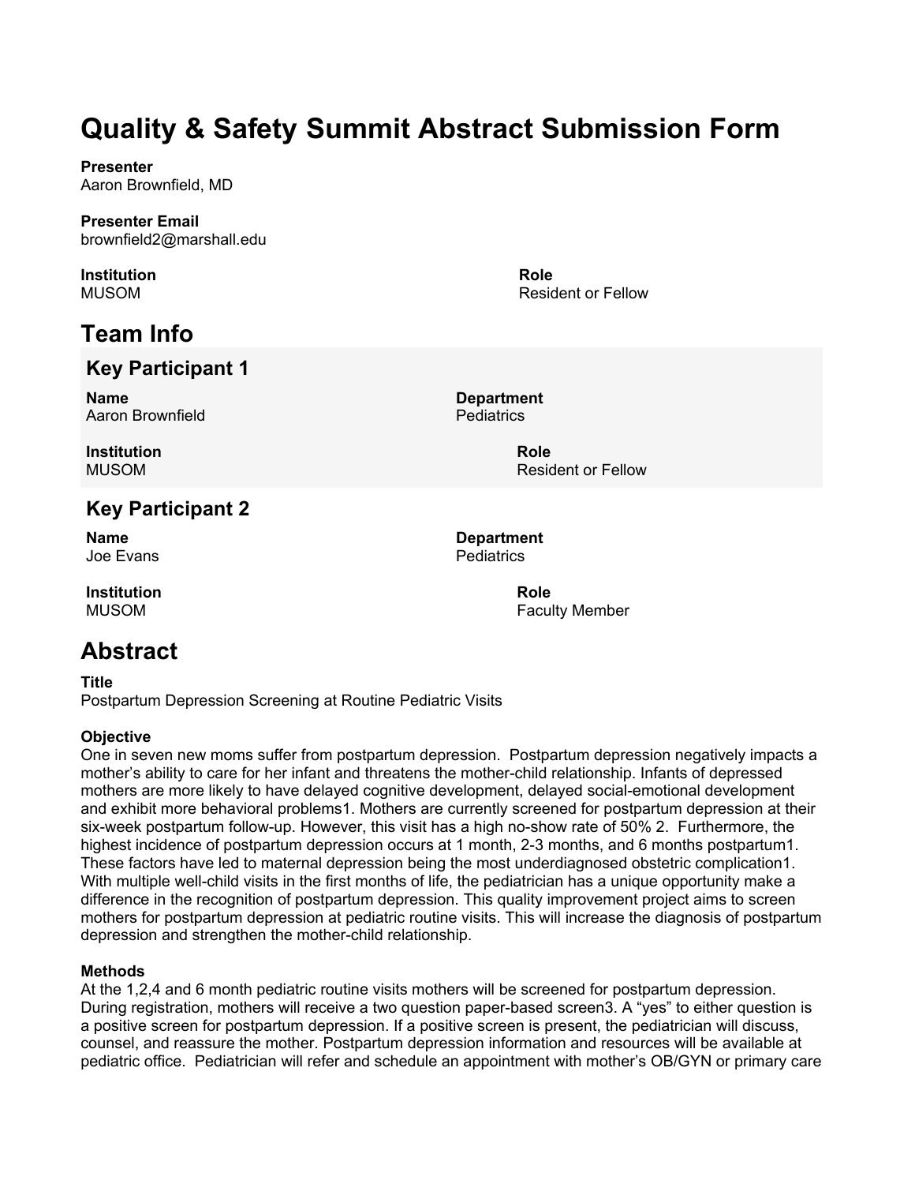# Quality & Safety Summit Abstract Submission Form

**Presenter**
Aaron Brownfield, MD

**Presenter Email**
brownfield2@marshall.edu

**Institution**
MUSOM

**Role**
Resident or Fellow

## Team Info

### Key Participant 1

**Name**
Aaron Brownfield

**Department**
Pediatrics

**Institution**
MUSOM

**Role**
Resident or Fellow

### Key Participant 2

**Name**
Joe Evans

**Department**
Pediatrics

**Institution**
MUSOM

**Role**
Faculty Member

## Abstract

**Title**
Postpartum Depression Screening at Routine Pediatric Visits

**Objective**
One in seven new moms suffer from postpartum depression. Postpartum depression negatively impacts a mother's ability to care for her infant and threatens the mother-child relationship. Infants of depressed mothers are more likely to have delayed cognitive development, delayed social-emotional development and exhibit more behavioral problems[1]. Mothers are currently screened for postpartum depression at their six-week postpartum follow-up. However, this visit has a high no-show rate of 50% [2]. Furthermore, the highest incidence of postpartum depression occurs at 1 month, 2-3 months, and 6 months postpartum[1]. These factors have led to maternal depression being the most underdiagnosed obstetric complication[1]. With multiple well-child visits in the first months of life, the pediatrician has a unique opportunity make a difference in the recognition of postpartum depression. This quality improvement project aims to screen mothers for postpartum depression at pediatric routine visits. This will increase the diagnosis of postpartum depression and strengthen the mother-child relationship.

**Methods**
At the 1,2,4 and 6 month pediatric routine visits mothers will be screened for postpartum depression. During registration, mothers will receive a two question paper-based screen[3]. A "yes" to either question is a positive screen for postpartum depression. If a positive screen is present, the pediatrician will discuss, counsel, and reassure the mother. Postpartum depression information and resources will be available at pediatric office. Pediatrician will refer and schedule an appointment with mother's OB/GYN or primary care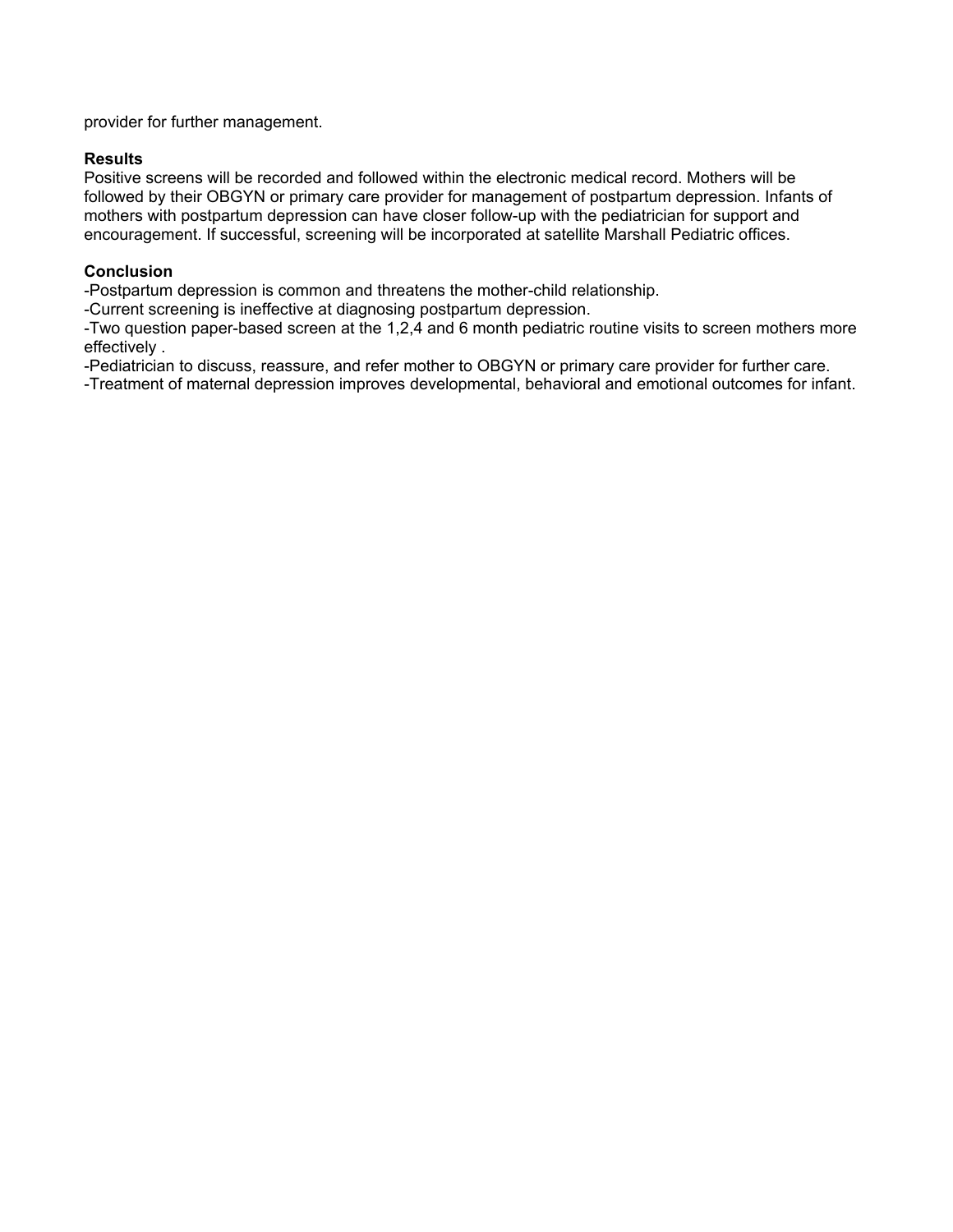provider for further management.

**Results**

Positive screens will be recorded and followed within the electronic medical record. Mothers will be followed by their OBGYN or primary care provider for management of postpartum depression. Infants of mothers with postpartum depression can have closer follow-up with the pediatrician for support and encouragement. If successful, screening will be incorporated at satellite Marshall Pediatric offices.

**Conclusion**

-Postpartum depression is common and threatens the mother-child relationship.
-Current screening is ineffective at diagnosing postpartum depression.
-Two question paper-based screen at the 1,2,4 and 6 month pediatric routine visits to screen mothers more effectively .
-Pediatrician to discuss, reassure, and refer mother to OBGYN or primary care provider for further care.
-Treatment of maternal depression improves developmental, behavioral and emotional outcomes for infant.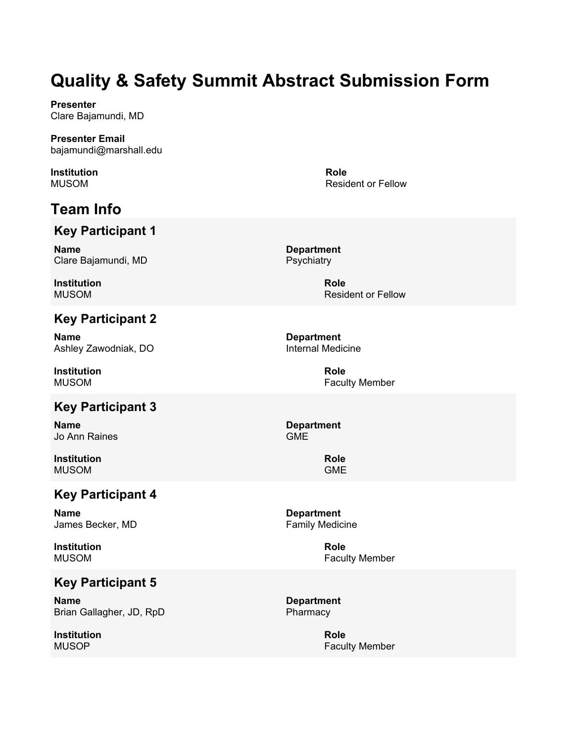# Quality & Safety Summit Abstract Submission Form

**Presenter**
Clare Bajamundi, MD

**Presenter Email**
bajamundi@marshall.edu

**Institution**
MUSOM

**Role**
Resident or Fellow

## Team Info

### Key Participant 1

**Name**
Clare Bajamundi, MD

**Department**
Psychiatry

**Institution**
MUSOM

**Role**
Resident or Fellow

### Key Participant 2

**Name**
Ashley Zawodniak, DO

**Department**
Internal Medicine

**Institution**
MUSOM

**Role**
Faculty Member

### Key Participant 3

**Name**
Jo Ann Raines

**Department**
GME

**Institution**
MUSOM

**Role**
GME

### Key Participant 4

**Name**
James Becker, MD

**Department**
Family Medicine

**Institution**
MUSOM

**Role**
Faculty Member

### Key Participant 5

**Name**
Brian Gallagher, JD, RpD

**Department**
Pharmacy

**Institution**
MUSOP

**Role**
Faculty Member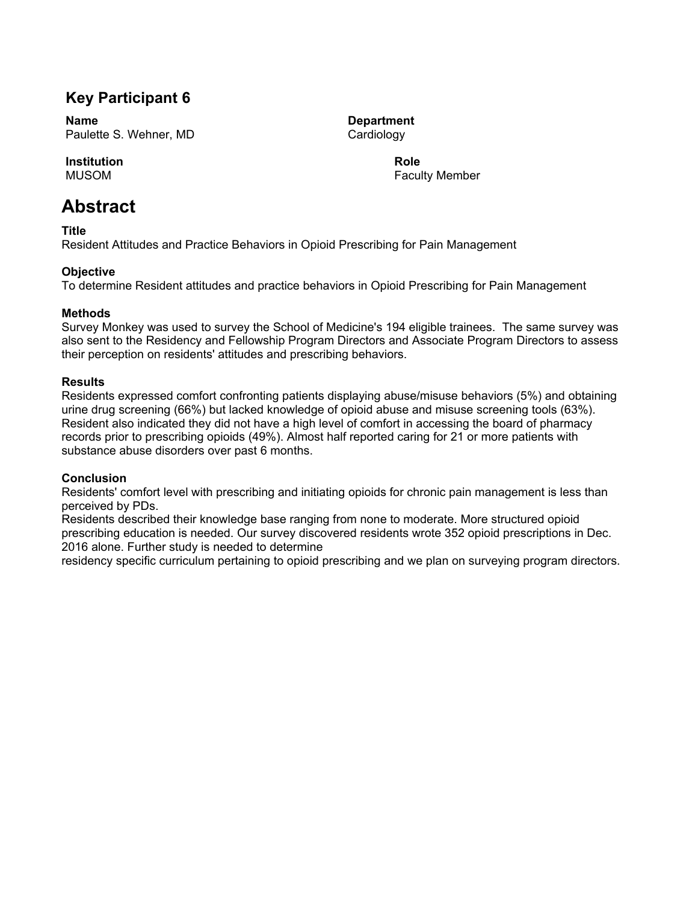## Key Participant 6

**Name**
Paulette S. Wehner, MD

**Department**
Cardiology

**Institution**
MUSOM

**Role**
Faculty Member

# Abstract

**Title**
Resident Attitudes and Practice Behaviors in Opioid Prescribing for Pain Management

**Objective**
To determine Resident attitudes and practice behaviors in Opioid Prescribing for Pain Management

**Methods**
Survey Monkey was used to survey the School of Medicine's 194 eligible trainees. The same survey was also sent to the Residency and Fellowship Program Directors and Associate Program Directors to assess their perception on residents' attitudes and prescribing behaviors.

**Results**
Residents expressed comfort confronting patients displaying abuse/misuse behaviors (5%) and obtaining urine drug screening (66%) but lacked knowledge of opioid abuse and misuse screening tools (63%). Resident also indicated they did not have a high level of comfort in accessing the board of pharmacy records prior to prescribing opioids (49%). Almost half reported caring for 21 or more patients with substance abuse disorders over past 6 months.

**Conclusion**
Residents' comfort level with prescribing and initiating opioids for chronic pain management is less than perceived by PDs.
Residents described their knowledge base ranging from none to moderate. More structured opioid prescribing education is needed. Our survey discovered residents wrote 352 opioid prescriptions in Dec. 2016 alone. Further study is needed to determine
residency specific curriculum pertaining to opioid prescribing and we plan on surveying program directors.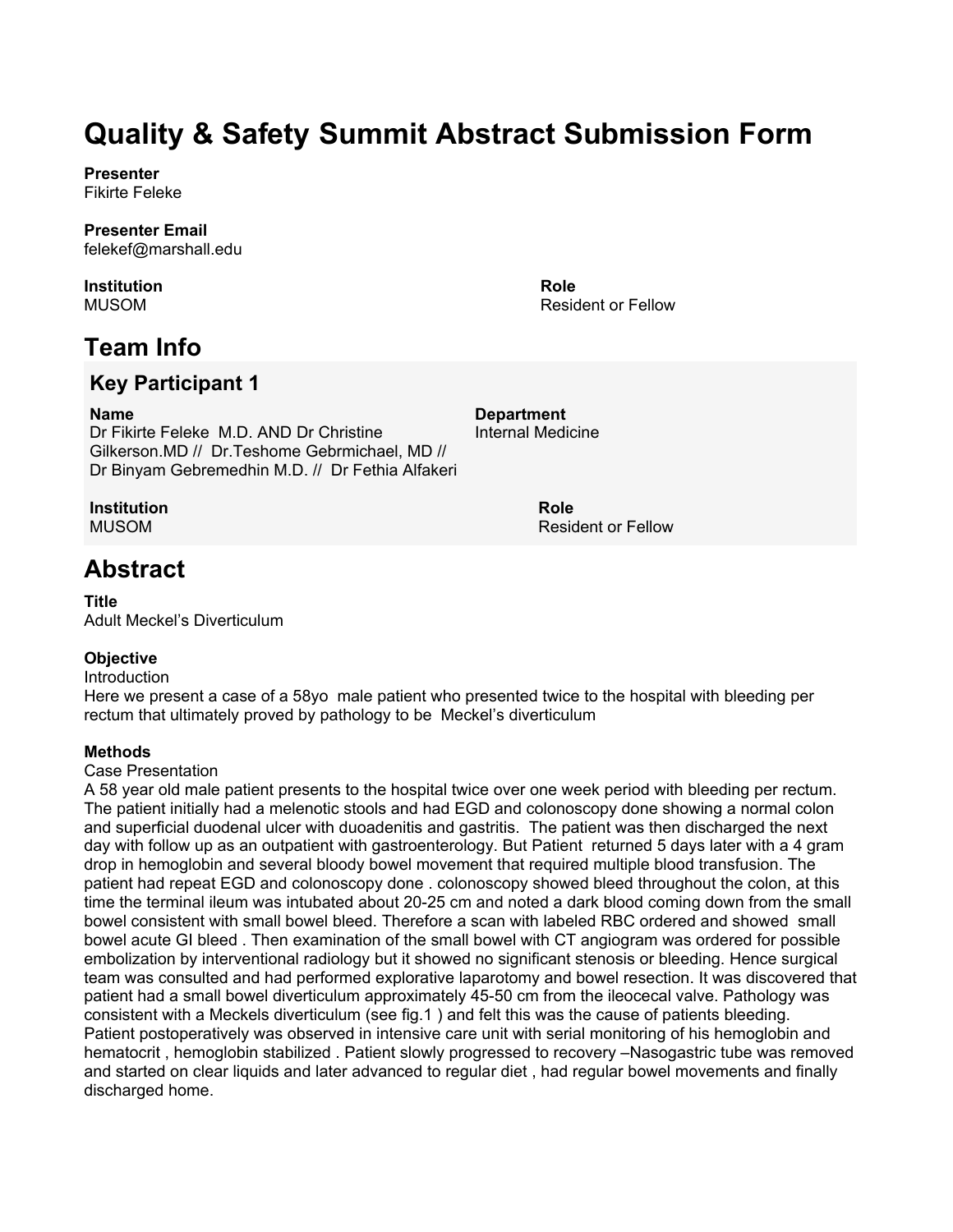# Quality & Safety Summit Abstract Submission Form

**Presenter**
Fikirte Feleke

**Presenter Email**
felekef@marshall.edu

**Institution**
MUSOM

**Role**
Resident or Fellow

## Team Info

### Key Participant 1

**Name**
Dr Fikirte Feleke M.D. AND Dr Christine Gilkerson.MD // Dr.Teshome Gebrmichael, MD // Dr Binyam Gebremedhin M.D. // Dr Fethia Alfakeri

**Department**
Internal Medicine

**Institution**
MUSOM

**Role**
Resident or Fellow

## Abstract

**Title**
Adult Meckel's Diverticulum

**Objective**
Introduction
Here we present a case of a 58yo male patient who presented twice to the hospital with bleeding per rectum that ultimately proved by pathology to be Meckel's diverticulum

**Methods**
Case Presentation
A 58 year old male patient presents to the hospital twice over one week period with bleeding per rectum. The patient initially had a melenotic stools and had EGD and colonoscopy done showing a normal colon and superficial duodenal ulcer with duoadenitis and gastritis. The patient was then discharged the next day with follow up as an outpatient with gastroenterology. But Patient returned 5 days later with a 4 gram drop in hemoglobin and several bloody bowel movement that required multiple blood transfusion. The patient had repeat EGD and colonoscopy done . colonoscopy showed bleed throughout the colon, at this time the terminal ileum was intubated about 20-25 cm and noted a dark blood coming down from the small bowel consistent with small bowel bleed. Therefore a scan with labeled RBC ordered and showed small bowel acute GI bleed . Then examination of the small bowel with CT angiogram was ordered for possible embolization by interventional radiology but it showed no significant stenosis or bleeding. Hence surgical team was consulted and had performed explorative laparotomy and bowel resection. It was discovered that patient had a small bowel diverticulum approximately 45-50 cm from the ileocecal valve. Pathology was consistent with a Meckels diverticulum (see fig.1 ) and felt this was the cause of patients bleeding. Patient postoperatively was observed in intensive care unit with serial monitoring of his hemoglobin and hematocrit , hemoglobin stabilized . Patient slowly progressed to recovery –Nasogastric tube was removed and started on clear liquids and later advanced to regular diet , had regular bowel movements and finally discharged home.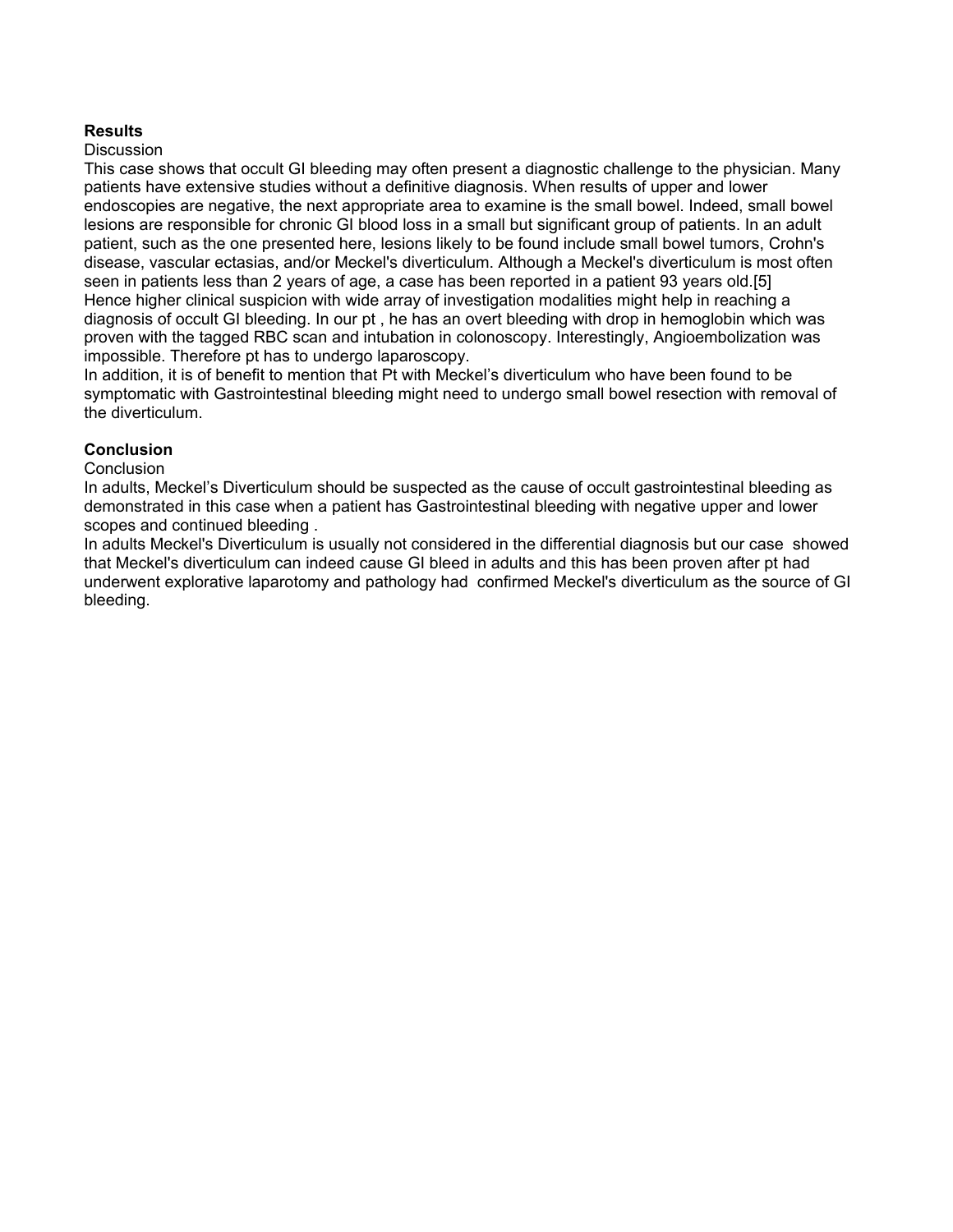**Results**

Discussion

This case shows that occult GI bleeding may often present a diagnostic challenge to the physician. Many patients have extensive studies without a definitive diagnosis. When results of upper and lower endoscopies are negative, the next appropriate area to examine is the small bowel. Indeed, small bowel lesions are responsible for chronic GI blood loss in a small but significant group of patients. In an adult patient, such as the one presented here, lesions likely to be found include small bowel tumors, Crohn's disease, vascular ectasias, and/or Meckel's diverticulum. Although a Meckel's diverticulum is most often seen in patients less than 2 years of age, a case has been reported in a patient 93 years old.[5]
Hence higher clinical suspicion with wide array of investigation modalities might help in reaching a diagnosis of occult GI bleeding. In our pt , he has an overt bleeding with drop in hemoglobin which was proven with the tagged RBC scan and intubation in colonoscopy. Interestingly, Angioembolization was impossible. Therefore pt has to undergo laparoscopy.
In addition, it is of benefit to mention that Pt with Meckel's diverticulum who have been found to be symptomatic with Gastrointestinal bleeding might need to undergo small bowel resection with removal of the diverticulum.

**Conclusion**

Conclusion

In adults, Meckel's Diverticulum should be suspected as the cause of occult gastrointestinal bleeding as demonstrated in this case when a patient has Gastrointestinal bleeding with negative upper and lower scopes and continued bleeding .
In adults Meckel's Diverticulum is usually not considered in the differential diagnosis but our case showed that Meckel's diverticulum can indeed cause GI bleed in adults and this has been proven after pt had underwent explorative laparotomy and pathology had confirmed Meckel's diverticulum as the source of GI bleeding.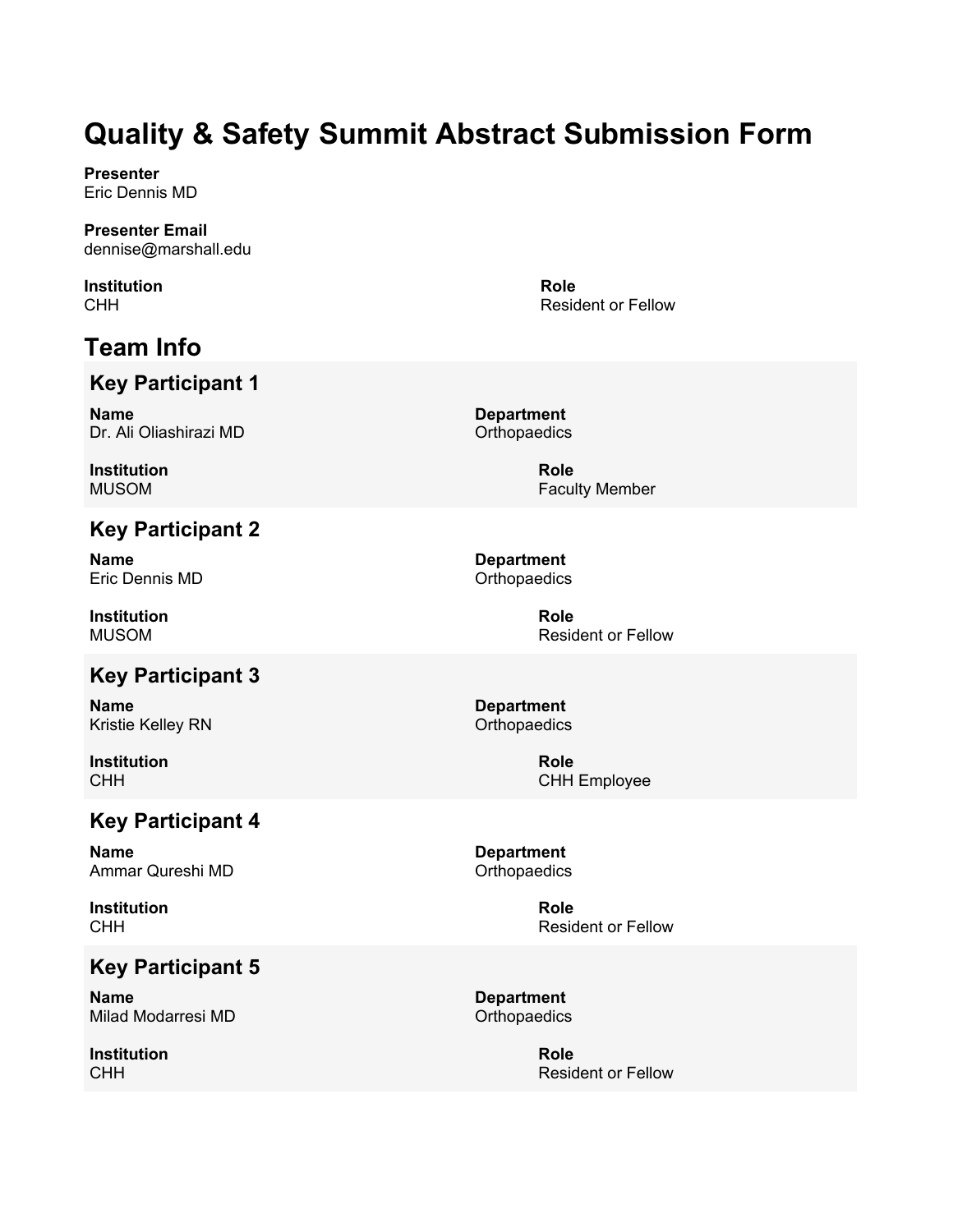# Quality & Safety Summit Abstract Submission Form

**Presenter**
Eric Dennis MD

**Presenter Email**
dennise@marshall.edu

**Institution**
CHH

**Role**
Resident or Fellow

## Team Info

### Key Participant 1

**Name**
Dr. Ali Oliashirazi MD

**Department**
Orthopaedics

**Institution**
MUSOM

**Role**
Faculty Member

### Key Participant 2

**Name**
Eric Dennis MD

**Department**
Orthopaedics

**Institution**
MUSOM

**Role**
Resident or Fellow

### Key Participant 3

**Name**
Kristie Kelley RN

**Department**
Orthopaedics

**Institution**
CHH

**Role**
CHH Employee

### Key Participant 4

**Name**
Ammar Qureshi MD

**Department**
Orthopaedics

**Institution**
CHH

**Role**
Resident or Fellow

### Key Participant 5

**Name**
Milad Modarresi MD

**Department**
Orthopaedics

**Institution**
CHH

**Role**
Resident or Fellow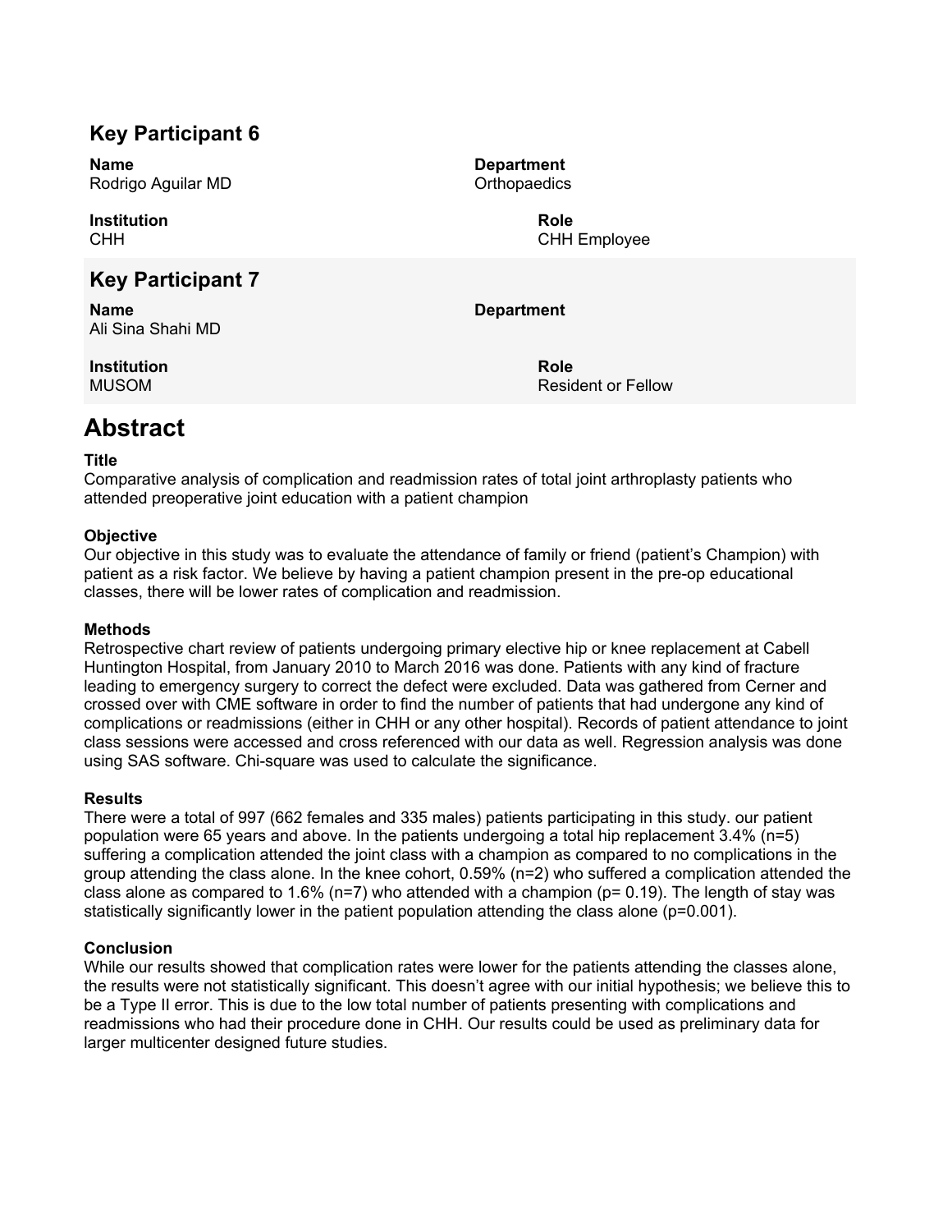## Key Participant 6

**Name**
Rodrigo Aguilar MD

**Department**
Orthopaedics

**Institution**
CHH

**Role**
CHH Employee

## Key Participant 7

**Name**
Ali Sina Shahi MD

**Department**

**Institution**
MUSOM

**Role**
Resident or Fellow

# Abstract

**Title**
Comparative analysis of complication and readmission rates of total joint arthroplasty patients who attended preoperative joint education with a patient champion

**Objective**
Our objective in this study was to evaluate the attendance of family or friend (patient's Champion) with patient as a risk factor. We believe by having a patient champion present in the pre-op educational classes, there will be lower rates of complication and readmission.

**Methods**
Retrospective chart review of patients undergoing primary elective hip or knee replacement at Cabell Huntington Hospital, from January 2010 to March 2016 was done. Patients with any kind of fracture leading to emergency surgery to correct the defect were excluded. Data was gathered from Cerner and crossed over with CME software in order to find the number of patients that had undergone any kind of complications or readmissions (either in CHH or any other hospital). Records of patient attendance to joint class sessions were accessed and cross referenced with our data as well. Regression analysis was done using SAS software. Chi-square was used to calculate the significance.

**Results**
There were a total of 997 (662 females and 335 males) patients participating in this study. our patient population were 65 years and above. In the patients undergoing a total hip replacement 3.4% (n=5) suffering a complication attended the joint class with a champion as compared to no complications in the group attending the class alone. In the knee cohort, 0.59% (n=2) who suffered a complication attended the class alone as compared to 1.6% (n=7) who attended with a champion (p= 0.19). The length of stay was statistically significantly lower in the patient population attending the class alone (p=0.001).

**Conclusion**
While our results showed that complication rates were lower for the patients attending the classes alone, the results were not statistically significant. This doesn't agree with our initial hypothesis; we believe this to be a Type II error. This is due to the low total number of patients presenting with complications and readmissions who had their procedure done in CHH. Our results could be used as preliminary data for larger multicenter designed future studies.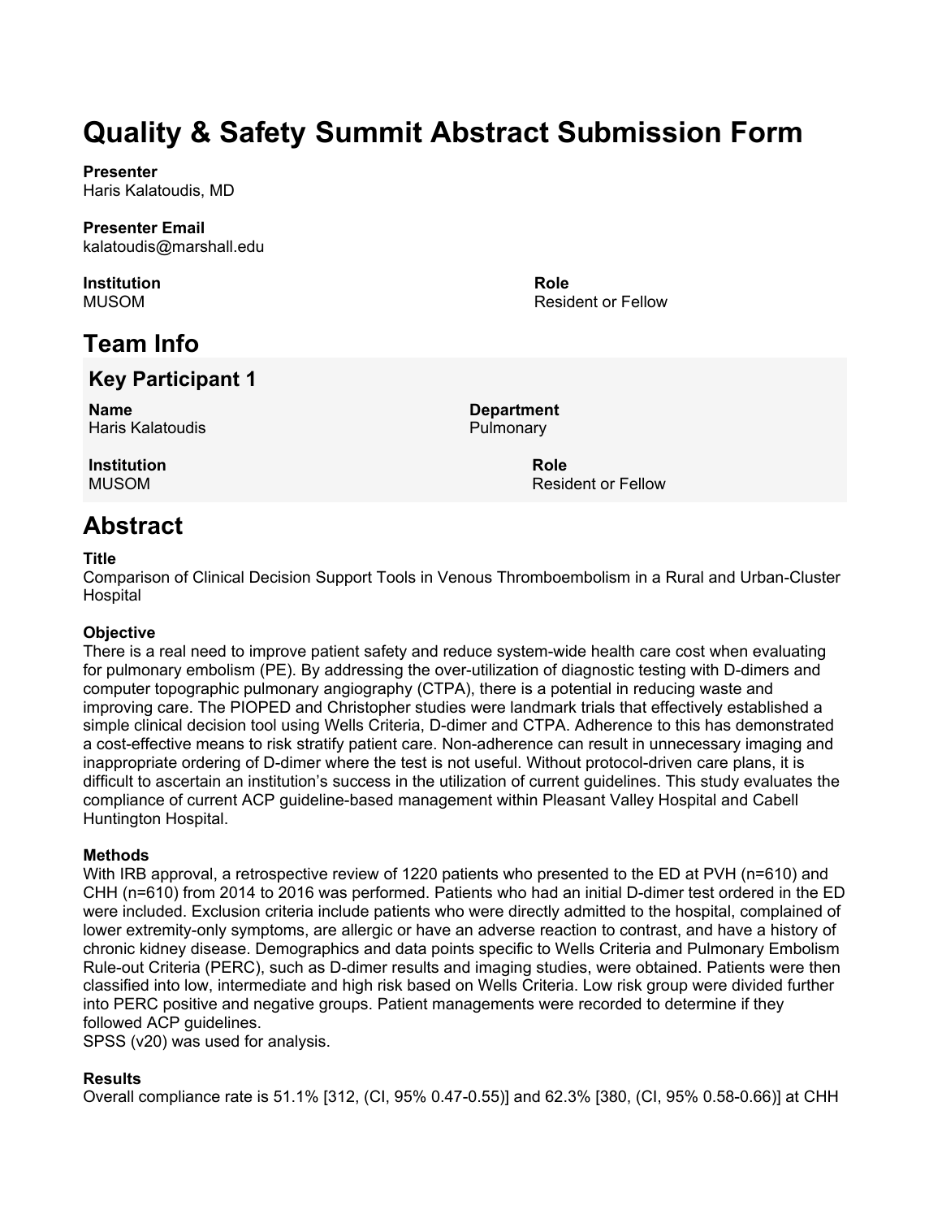# Quality & Safety Summit Abstract Submission Form

**Presenter**
Haris Kalatoudis, MD

**Presenter Email**
kalatoudis@marshall.edu

**Institution**
MUSOM

**Role**
Resident or Fellow

## Team Info

### Key Participant 1

**Name**
Haris Kalatoudis

**Department**
Pulmonary

**Institution**
MUSOM

**Role**
Resident or Fellow

## Abstract

**Title**
Comparison of Clinical Decision Support Tools in Venous Thromboembolism in a Rural and Urban-Cluster Hospital

**Objective**
There is a real need to improve patient safety and reduce system-wide health care cost when evaluating for pulmonary embolism (PE). By addressing the over-utilization of diagnostic testing with D-dimers and computer topographic pulmonary angiography (CTPA), there is a potential in reducing waste and improving care. The PIOPED and Christopher studies were landmark trials that effectively established a simple clinical decision tool using Wells Criteria, D-dimer and CTPA. Adherence to this has demonstrated a cost-effective means to risk stratify patient care. Non-adherence can result in unnecessary imaging and inappropriate ordering of D-dimer where the test is not useful. Without protocol-driven care plans, it is difficult to ascertain an institution's success in the utilization of current guidelines. This study evaluates the compliance of current ACP guideline-based management within Pleasant Valley Hospital and Cabell Huntington Hospital.

**Methods**
With IRB approval, a retrospective review of 1220 patients who presented to the ED at PVH (n=610) and CHH (n=610) from 2014 to 2016 was performed. Patients who had an initial D-dimer test ordered in the ED were included. Exclusion criteria include patients who were directly admitted to the hospital, complained of lower extremity-only symptoms, are allergic or have an adverse reaction to contrast, and have a history of chronic kidney disease. Demographics and data points specific to Wells Criteria and Pulmonary Embolism Rule-out Criteria (PERC), such as D-dimer results and imaging studies, were obtained. Patients were then classified into low, intermediate and high risk based on Wells Criteria. Low risk group were divided further into PERC positive and negative groups. Patient managements were recorded to determine if they followed ACP guidelines.
SPSS (v20) was used for analysis.

**Results**
Overall compliance rate is 51.1% [312, (CI, 95% 0.47-0.55)] and 62.3% [380, (CI, 95% 0.58-0.66)] at CHH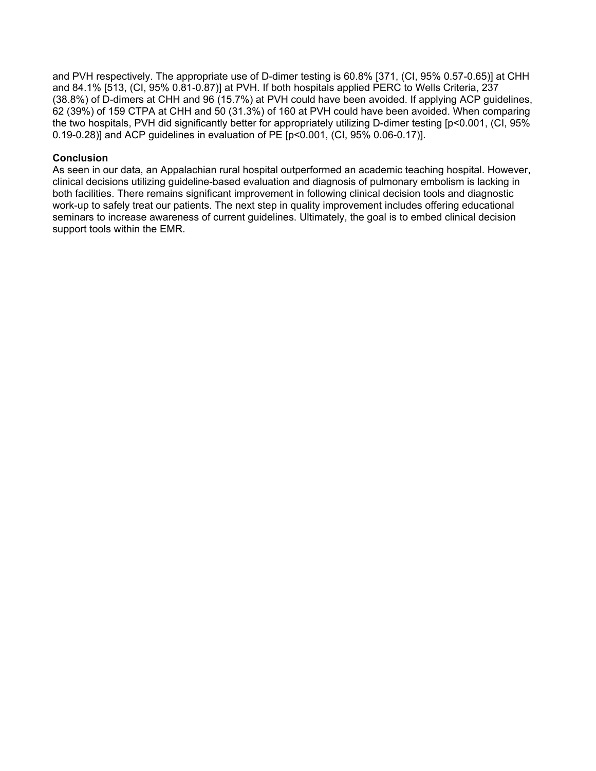and PVH respectively. The appropriate use of D-dimer testing is 60.8% [371, (CI, 95% 0.57-0.65)] at CHH and 84.1% [513, (CI, 95% 0.81-0.87)] at PVH. If both hospitals applied PERC to Wells Criteria, 237 (38.8%) of D-dimers at CHH and 96 (15.7%) at PVH could have been avoided. If applying ACP guidelines, 62 (39%) of 159 CTPA at CHH and 50 (31.3%) of 160 at PVH could have been avoided. When comparing the two hospitals, PVH did significantly better for appropriately utilizing D-dimer testing [$p<0.001$, (CI, 95% 0.19-0.28)] and ACP guidelines in evaluation of PE [$p<0.001$, (CI, 95% 0.06-0.17)].

**Conclusion**

As seen in our data, an Appalachian rural hospital outperformed an academic teaching hospital. However, clinical decisions utilizing guideline-based evaluation and diagnosis of pulmonary embolism is lacking in both facilities. There remains significant improvement in following clinical decision tools and diagnostic work-up to safely treat our patients. The next step in quality improvement includes offering educational seminars to increase awareness of current guidelines. Ultimately, the goal is to embed clinical decision support tools within the EMR.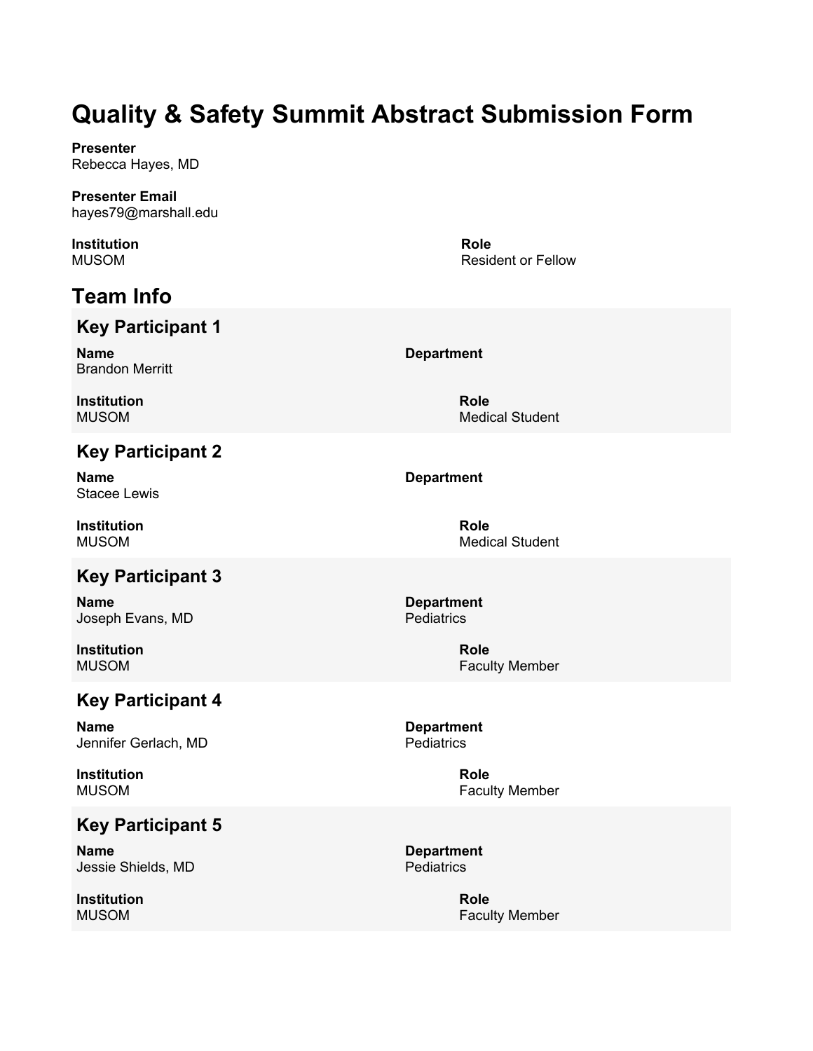# Quality & Safety Summit Abstract Submission Form

**Presenter**
Rebecca Hayes, MD

**Presenter Email**
hayes79@marshall.edu

**Institution**
MUSOM

**Role**
Resident or Fellow

## Team Info

### Key Participant 1

**Name**
Brandon Merritt

**Department**

**Institution**
MUSOM

**Role**
Medical Student

### Key Participant 2

**Name**
Stacee Lewis

**Department**

**Institution**
MUSOM

**Role**
Medical Student

### Key Participant 3

**Name**
Joseph Evans, MD

**Department**
Pediatrics

**Institution**
MUSOM

**Role**
Faculty Member

### Key Participant 4

**Name**
Jennifer Gerlach, MD

**Department**
Pediatrics

**Institution**
MUSOM

**Role**
Faculty Member

### Key Participant 5

**Name**
Jessie Shields, MD

**Department**
Pediatrics

**Institution**
MUSOM

**Role**
Faculty Member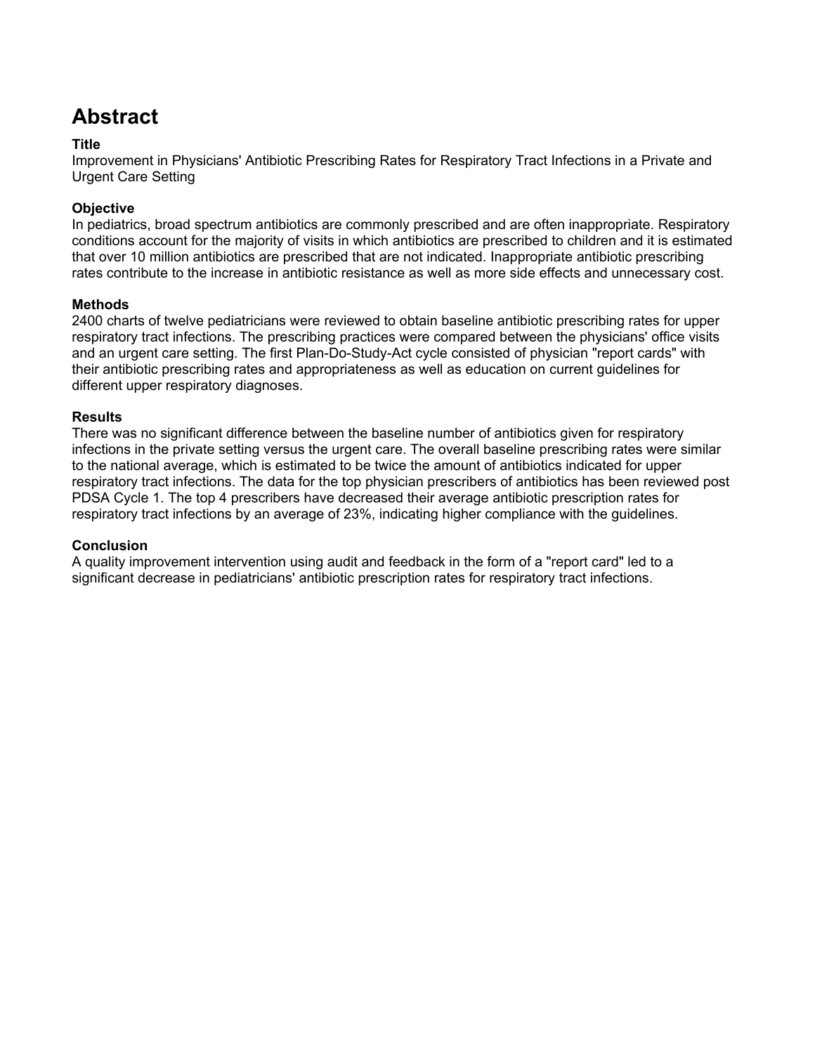# Abstract

### Title

Improvement in Physicians' Antibiotic Prescribing Rates for Respiratory Tract Infections in a Private and Urgent Care Setting

### Objective

In pediatrics, broad spectrum antibiotics are commonly prescribed and are often inappropriate. Respiratory conditions account for the majority of visits in which antibiotics are prescribed to children and it is estimated that over 10 million antibiotics are prescribed that are not indicated. Inappropriate antibiotic prescribing rates contribute to the increase in antibiotic resistance as well as more side effects and unnecessary cost.

### Methods

2400 charts of twelve pediatricians were reviewed to obtain baseline antibiotic prescribing rates for upper respiratory tract infections. The prescribing practices were compared between the physicians' office visits and an urgent care setting. The first Plan-Do-Study-Act cycle consisted of physician "report cards" with their antibiotic prescribing rates and appropriateness as well as education on current guidelines for different upper respiratory diagnoses.

### Results

There was no significant difference between the baseline number of antibiotics given for respiratory infections in the private setting versus the urgent care. The overall baseline prescribing rates were similar to the national average, which is estimated to be twice the amount of antibiotics indicated for upper respiratory tract infections. The data for the top physician prescribers of antibiotics has been reviewed post PDSA Cycle 1. The top 4 prescribers have decreased their average antibiotic prescription rates for respiratory tract infections by an average of 23%, indicating higher compliance with the guidelines.

### Conclusion

A quality improvement intervention using audit and feedback in the form of a "report card" led to a significant decrease in pediatricians' antibiotic prescription rates for respiratory tract infections.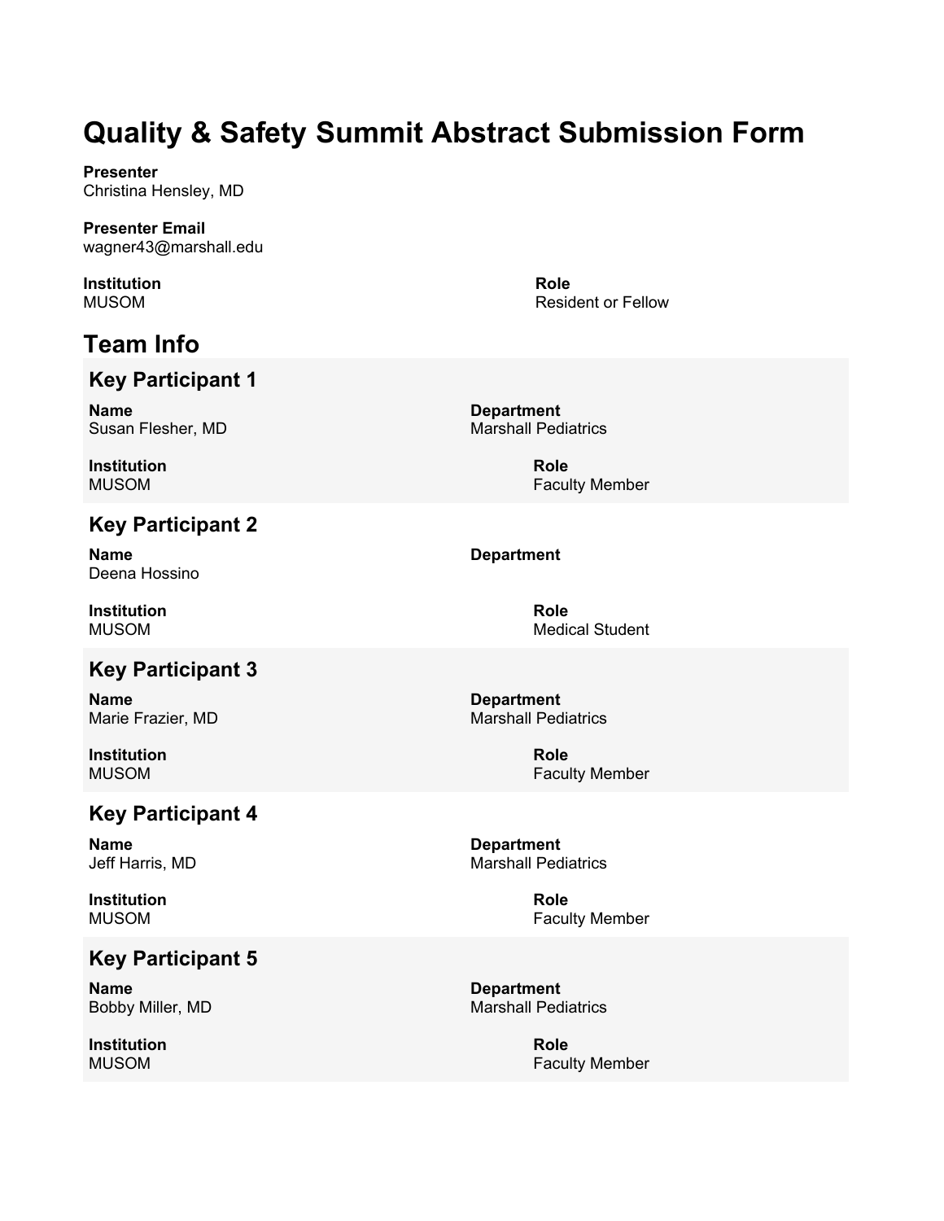# Quality & Safety Summit Abstract Submission Form

**Presenter**
Christina Hensley, MD

**Presenter Email**
wagner43@marshall.edu

**Institution**
MUSOM

**Role**
Resident or Fellow

## Team Info

### Key Participant 1

**Name**
Susan Flesher, MD

**Department**
Marshall Pediatrics

**Institution**
MUSOM

**Role**
Faculty Member

### Key Participant 2

**Name**
Deena Hossino

**Department**

**Institution**
MUSOM

**Role**
Medical Student

### Key Participant 3

**Name**
Marie Frazier, MD

**Department**
Marshall Pediatrics

**Institution**
MUSOM

**Role**
Faculty Member

### Key Participant 4

**Name**
Jeff Harris, MD

**Department**
Marshall Pediatrics

**Institution**
MUSOM

**Role**
Faculty Member

### Key Participant 5

**Name**
Bobby Miller, MD

**Department**
Marshall Pediatrics

**Institution**
MUSOM

**Role**
Faculty Member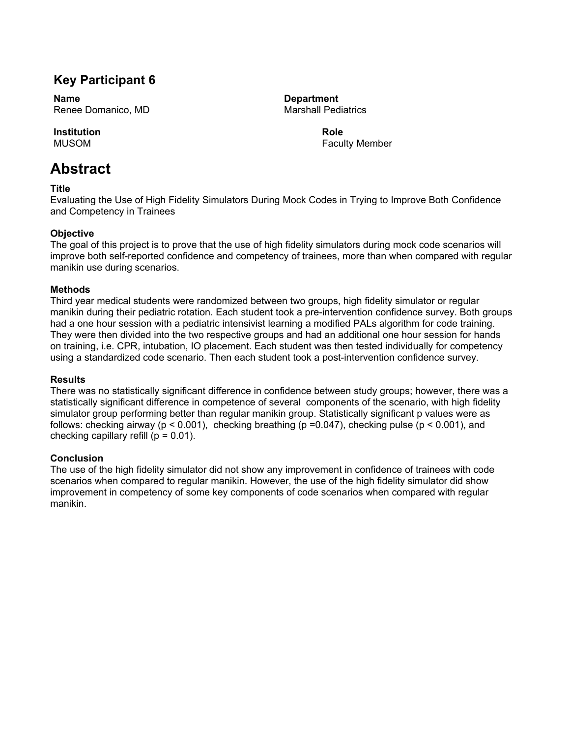## Key Participant 6

**Name**
Renee Domanico, MD

**Department**
Marshall Pediatrics

**Institution**
MUSOM

**Role**
Faculty Member

# Abstract

**Title**
Evaluating the Use of High Fidelity Simulators During Mock Codes in Trying to Improve Both Confidence and Competency in Trainees

**Objective**
The goal of this project is to prove that the use of high fidelity simulators during mock code scenarios will improve both self-reported confidence and competency of trainees, more than when compared with regular manikin use during scenarios.

**Methods**
Third year medical students were randomized between two groups, high fidelity simulator or regular manikin during their pediatric rotation. Each student took a pre-intervention confidence survey. Both groups had a one hour session with a pediatric intensivist learning a modified PALs algorithm for code training. They were then divided into the two respective groups and had an additional one hour session for hands on training, i.e. CPR, intubation, IO placement. Each student was then tested individually for competency using a standardized code scenario. Then each student took a post-intervention confidence survey.

**Results**
There was no statistically significant difference in confidence between study groups; however, there was a statistically significant difference in competence of several components of the scenario, with high fidelity simulator group performing better than regular manikin group. Statistically significant p values were as follows: checking airway ($p < 0.001$), checking breathing ($p = 0.047$), checking pulse ($p < 0.001$), and checking capillary refill ($p = 0.01$).

**Conclusion**
The use of the high fidelity simulator did not show any improvement in confidence of trainees with code scenarios when compared to regular manikin. However, the use of the high fidelity simulator did show improvement in competency of some key components of code scenarios when compared with regular manikin.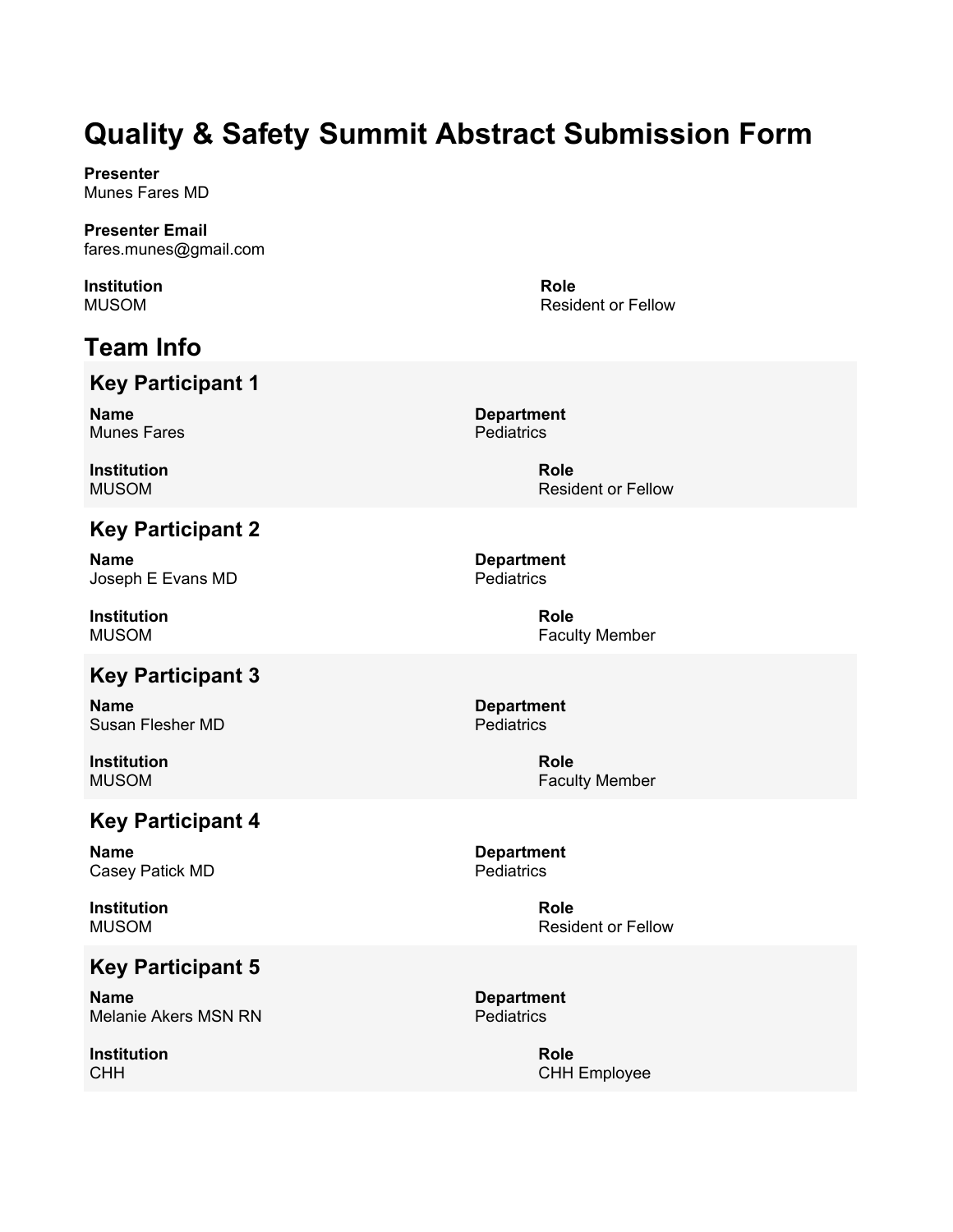# Quality & Safety Summit Abstract Submission Form

**Presenter**
Munes Fares MD

**Presenter Email**
fares.munes@gmail.com

**Institution**
MUSOM

**Role**
Resident or Fellow

## Team Info

### Key Participant 1

**Name**
Munes Fares

**Department**
Pediatrics

**Institution**
MUSOM

**Role**
Resident or Fellow

### Key Participant 2

**Name**
Joseph E Evans MD

**Department**
Pediatrics

**Institution**
MUSOM

**Role**
Faculty Member

### Key Participant 3

**Name**
Susan Flesher MD

**Department**
Pediatrics

**Institution**
MUSOM

**Role**
Faculty Member

### Key Participant 4

**Name**
Casey Patick MD

**Department**
Pediatrics

**Institution**
MUSOM

**Role**
Resident or Fellow

### Key Participant 5

**Name**
Melanie Akers MSN RN

**Department**
Pediatrics

**Institution**
CHH

**Role**
CHH Employee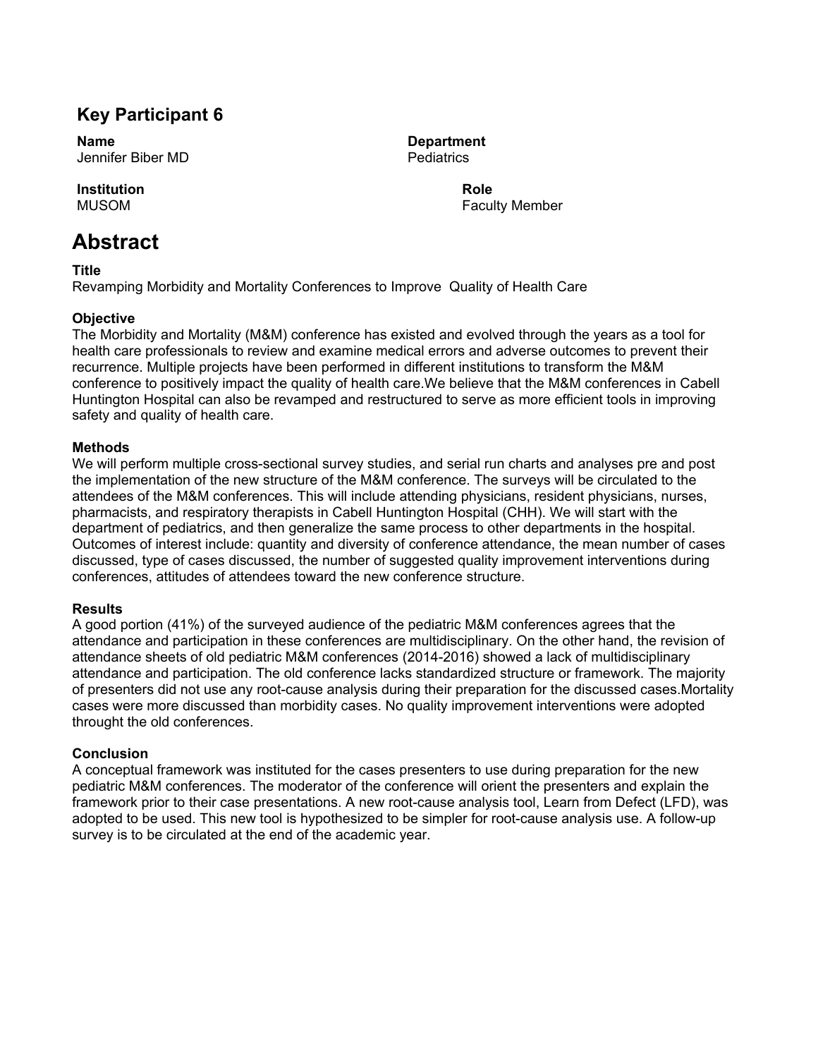## Key Participant 6

**Name**
Jennifer Biber MD

**Department**
Pediatrics

**Institution**
MUSOM

**Role**
Faculty Member

# Abstract

**Title**
Revamping Morbidity and Mortality Conferences to Improve Quality of Health Care

**Objective**
The Morbidity and Mortality (M&M) conference has existed and evolved through the years as a tool for health care professionals to review and examine medical errors and adverse outcomes to prevent their recurrence. Multiple projects have been performed in different institutions to transform the M&M conference to positively impact the quality of health care.We believe that the M&M conferences in Cabell Huntington Hospital can also be revamped and restructured to serve as more efficient tools in improving safety and quality of health care.

**Methods**
We will perform multiple cross-sectional survey studies, and serial run charts and analyses pre and post the implementation of the new structure of the M&M conference. The surveys will be circulated to the attendees of the M&M conferences. This will include attending physicians, resident physicians, nurses, pharmacists, and respiratory therapists in Cabell Huntington Hospital (CHH). We will start with the department of pediatrics, and then generalize the same process to other departments in the hospital. Outcomes of interest include: quantity and diversity of conference attendance, the mean number of cases discussed, type of cases discussed, the number of suggested quality improvement interventions during conferences, attitudes of attendees toward the new conference structure.

**Results**
A good portion (41%) of the surveyed audience of the pediatric M&M conferences agrees that the attendance and participation in these conferences are multidisciplinary. On the other hand, the revision of attendance sheets of old pediatric M&M conferences (2014-2016) showed a lack of multidisciplinary attendance and participation. The old conference lacks standardized structure or framework. The majority of presenters did not use any root-cause analysis during their preparation for the discussed cases.Mortality cases were more discussed than morbidity cases. No quality improvement interventions were adopted throught the old conferences.

**Conclusion**
A conceptual framework was instituted for the cases presenters to use during preparation for the new pediatric M&M conferences. The moderator of the conference will orient the presenters and explain the framework prior to their case presentations. A new root-cause analysis tool, Learn from Defect (LFD), was adopted to be used. This new tool is hypothesized to be simpler for root-cause analysis use. A follow-up survey is to be circulated at the end of the academic year.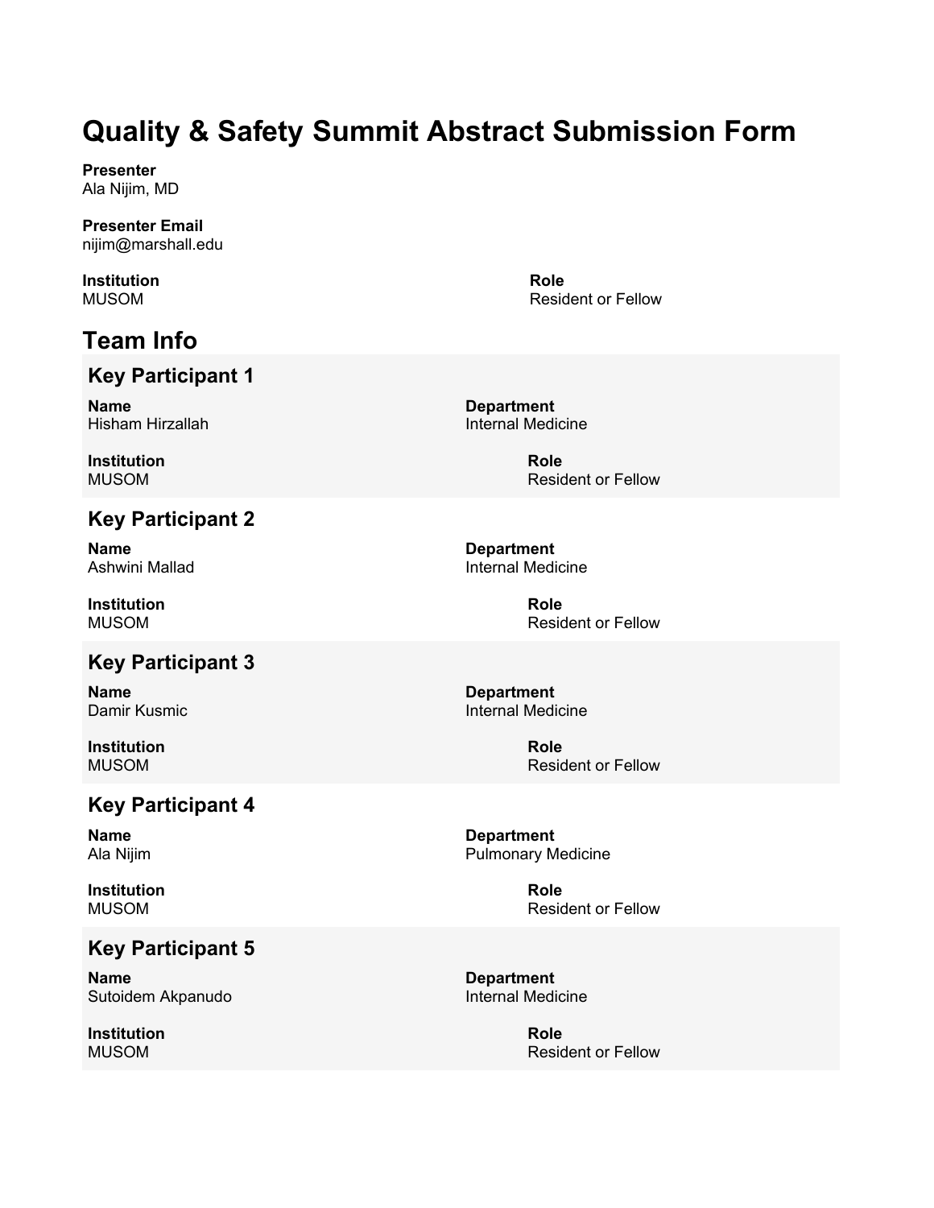# Quality & Safety Summit Abstract Submission Form

**Presenter**
Ala Nijim, MD

**Presenter Email**
nijim@marshall.edu

**Institution**
MUSOM

**Role**
Resident or Fellow

## Team Info

### Key Participant 1

**Name**
Hisham Hirzallah

**Department**
Internal Medicine

**Institution**
MUSOM

**Role**
Resident or Fellow

### Key Participant 2

**Name**
Ashwini Mallad

**Department**
Internal Medicine

**Institution**
MUSOM

**Role**
Resident or Fellow

### Key Participant 3

**Name**
Damir Kusmic

**Department**
Internal Medicine

**Institution**
MUSOM

**Role**
Resident or Fellow

### Key Participant 4

**Name**
Ala Nijim

**Department**
Pulmonary Medicine

**Institution**
MUSOM

**Role**
Resident or Fellow

### Key Participant 5

**Name**
Sutoidem Akpanudo

**Department**
Internal Medicine

**Institution**
MUSOM

**Role**
Resident or Fellow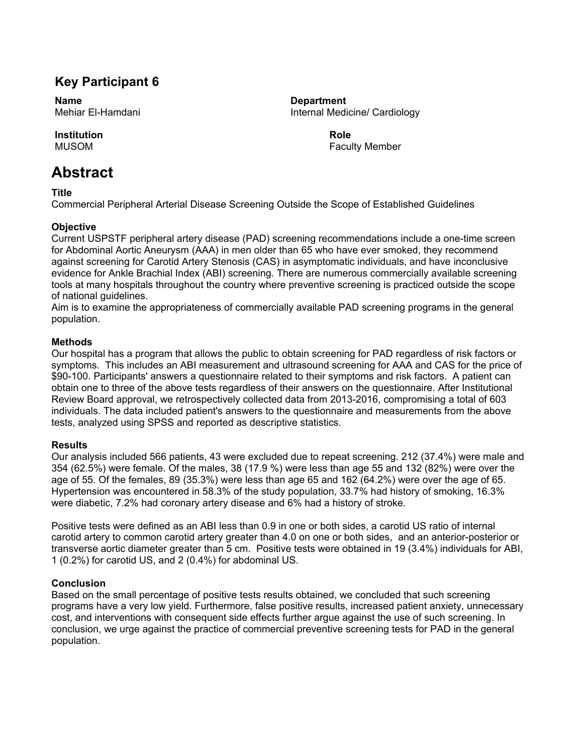## Key Participant 6

**Name**
Mehiar El-Hamdani

**Department**
Internal Medicine/ Cardiology

**Institution**
MUSOM

**Role**
Faculty Member

# Abstract

**Title**
Commercial Peripheral Arterial Disease Screening Outside the Scope of Established Guidelines

**Objective**
Current USPSTF peripheral artery disease (PAD) screening recommendations include a one-time screen for Abdominal Aortic Aneurysm (AAA) in men older than 65 who have ever smoked, they recommend against screening for Carotid Artery Stenosis (CAS) in asymptomatic individuals, and have inconclusive evidence for Ankle Brachial Index (ABI) screening. There are numerous commercially available screening tools at many hospitals throughout the country where preventive screening is practiced outside the scope of national guidelines.
Aim is to examine the appropriateness of commercially available PAD screening programs in the general population.

**Methods**
Our hospital has a program that allows the public to obtain screening for PAD regardless of risk factors or symptoms. This includes an ABI measurement and ultrasound screening for AAA and CAS for the price of $90-100. Participants' answers a questionnaire related to their symptoms and risk factors. A patient can obtain one to three of the above tests regardless of their answers on the questionnaire. After Institutional Review Board approval, we retrospectively collected data from 2013-2016, compromising a total of 603 individuals. The data included patient's answers to the questionnaire and measurements from the above tests, analyzed using SPSS and reported as descriptive statistics.

**Results**
Our analysis included 566 patients, 43 were excluded due to repeat screening. 212 (37.4%) were male and 354 (62.5%) were female. Of the males, 38 (17.9 %) were less than age 55 and 132 (82%) were over the age of 55. Of the females, 89 (35.3%) were less than age 65 and 162 (64.2%) were over the age of 65. Hypertension was encountered in 58.3% of the study population, 33.7% had history of smoking, 16.3% were diabetic, 7.2% had coronary artery disease and 6% had a history of stroke.

Positive tests were defined as an ABI less than 0.9 in one or both sides, a carotid US ratio of internal carotid artery to common carotid artery greater than 4.0 on one or both sides, and an anterior-posterior or transverse aortic diameter greater than 5 cm. Positive tests were obtained in 19 (3.4%) individuals for ABI, 1 (0.2%) for carotid US, and 2 (0.4%) for abdominal US.

**Conclusion**
Based on the small percentage of positive tests results obtained, we concluded that such screening programs have a very low yield. Furthermore, false positive results, increased patient anxiety, unnecessary cost, and interventions with consequent side effects further argue against the use of such screening. In conclusion, we urge against the practice of commercial preventive screening tests for PAD in the general population.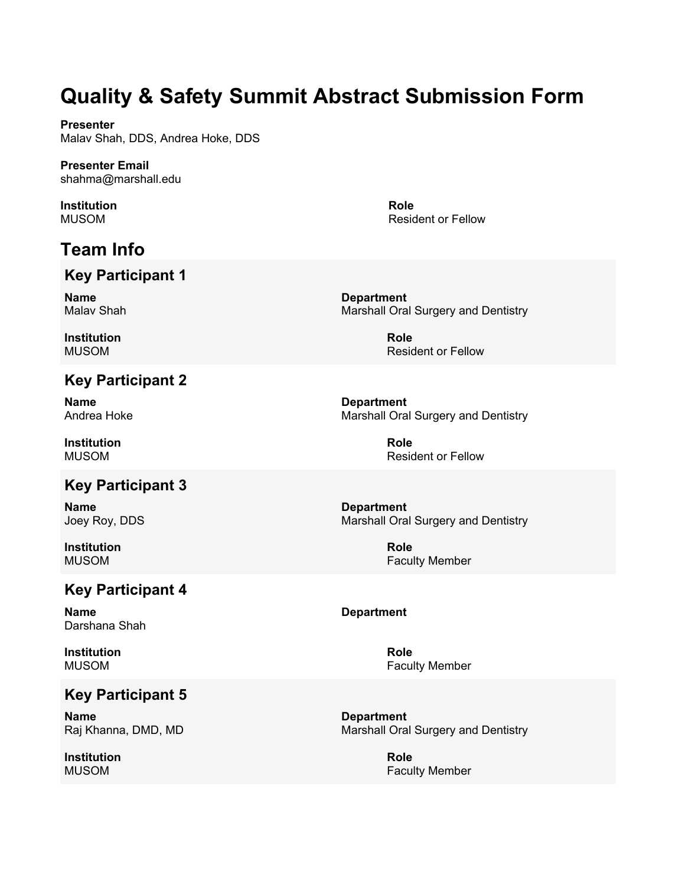# Quality & Safety Summit Abstract Submission Form

**Presenter**
Malav Shah, DDS, Andrea Hoke, DDS

**Presenter Email**
shahma@marshall.edu

**Institution**
MUSOM

**Role**
Resident or Fellow

## Team Info

### Key Participant 1

**Name**
Malav Shah

**Department**
Marshall Oral Surgery and Dentistry

**Institution**
MUSOM

**Role**
Resident or Fellow

### Key Participant 2

**Name**
Andrea Hoke

**Department**
Marshall Oral Surgery and Dentistry

**Institution**
MUSOM

**Role**
Resident or Fellow

### Key Participant 3

**Name**
Joey Roy, DDS

**Department**
Marshall Oral Surgery and Dentistry

**Institution**
MUSOM

**Role**
Faculty Member

### Key Participant 4

**Name**
Darshana Shah

**Department**

**Institution**
MUSOM

**Role**
Faculty Member

### Key Participant 5

**Name**
Raj Khanna, DMD, MD

**Department**
Marshall Oral Surgery and Dentistry

**Institution**
MUSOM

**Role**
Faculty Member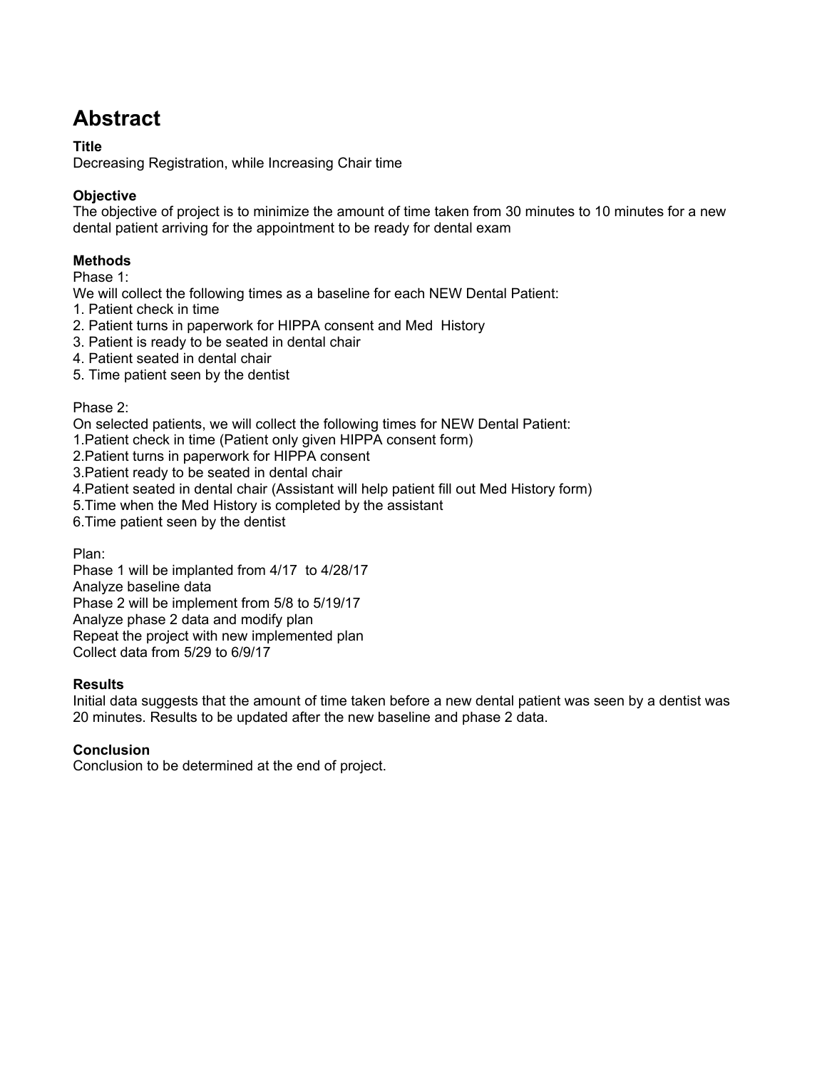# Abstract

**Title**

Decreasing Registration, while Increasing Chair time

**Objective**

The objective of project is to minimize the amount of time taken from 30 minutes to 10 minutes for a new dental patient arriving for the appointment to be ready for dental exam

**Methods**

Phase 1:

We will collect the following times as a baseline for each NEW Dental Patient:

1. Patient check in time
2. Patient turns in paperwork for HIPPA consent and Med History
3. Patient is ready to be seated in dental chair
4. Patient seated in dental chair
5. Time patient seen by the dentist

Phase 2:

On selected patients, we will collect the following times for NEW Dental Patient:

1. Patient check in time (Patient only given HIPPA consent form)
2. Patient turns in paperwork for HIPPA consent
3. Patient ready to be seated in dental chair
4. Patient seated in dental chair (Assistant will help patient fill out Med History form)
5. Time when the Med History is completed by the assistant
6. Time patient seen by the dentist

Plan:

Phase 1 will be implanted from 4/17 to 4/28/17

Analyze baseline data

Phase 2 will be implement from 5/8 to 5/19/17

Analyze phase 2 data and modify plan

Repeat the project with new implemented plan

Collect data from 5/29 to 6/9/17

**Results**

Initial data suggests that the amount of time taken before a new dental patient was seen by a dentist was 20 minutes. Results to be updated after the new baseline and phase 2 data.

**Conclusion**

Conclusion to be determined at the end of project.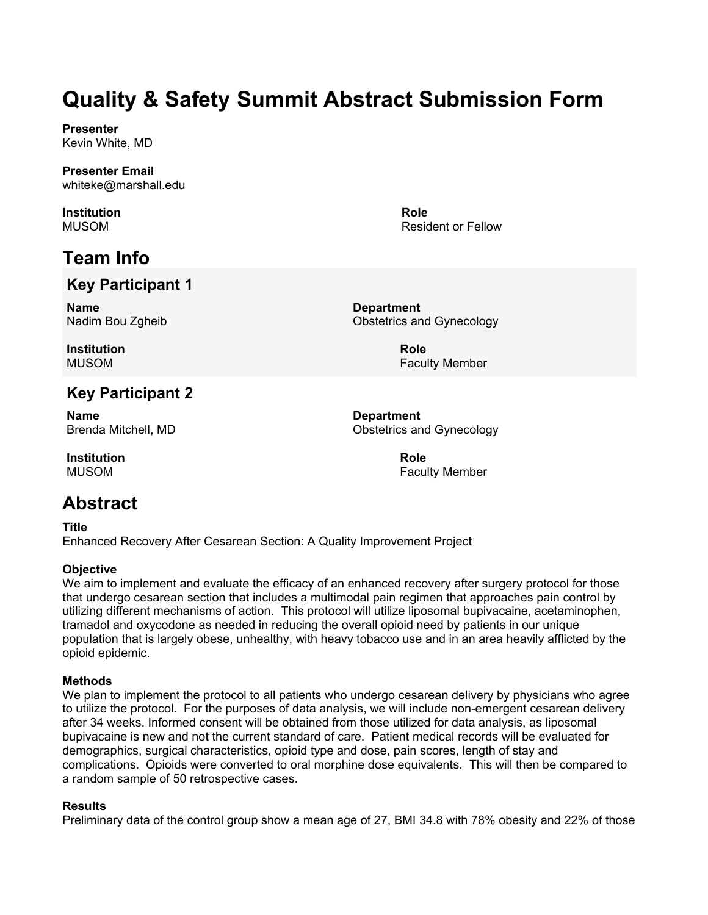# Quality & Safety Summit Abstract Submission Form

**Presenter**
Kevin White, MD

**Presenter Email**
whiteke@marshall.edu

**Institution**
MUSOM

**Role**
Resident or Fellow

## Team Info

### Key Participant 1

**Name**
Nadim Bou Zgheib

**Department**
Obstetrics and Gynecology

**Institution**
MUSOM

**Role**
Faculty Member

### Key Participant 2

**Name**
Brenda Mitchell, MD

**Department**
Obstetrics and Gynecology

**Institution**
MUSOM

**Role**
Faculty Member

## Abstract

**Title**
Enhanced Recovery After Cesarean Section: A Quality Improvement Project

**Objective**
We aim to implement and evaluate the efficacy of an enhanced recovery after surgery protocol for those that undergo cesarean section that includes a multimodal pain regimen that approaches pain control by utilizing different mechanisms of action. This protocol will utilize liposomal bupivacaine, acetaminophen, tramadol and oxycodone as needed in reducing the overall opioid need by patients in our unique population that is largely obese, unhealthy, with heavy tobacco use and in an area heavily afflicted by the opioid epidemic.

**Methods**
We plan to implement the protocol to all patients who undergo cesarean delivery by physicians who agree to utilize the protocol. For the purposes of data analysis, we will include non-emergent cesarean delivery after 34 weeks. Informed consent will be obtained from those utilized for data analysis, as liposomal bupivacaine is new and not the current standard of care. Patient medical records will be evaluated for demographics, surgical characteristics, opioid type and dose, pain scores, length of stay and complications. Opioids were converted to oral morphine dose equivalents. This will then be compared to a random sample of 50 retrospective cases.

**Results**
Preliminary data of the control group show a mean age of 27, BMI 34.8 with 78% obesity and 22% of those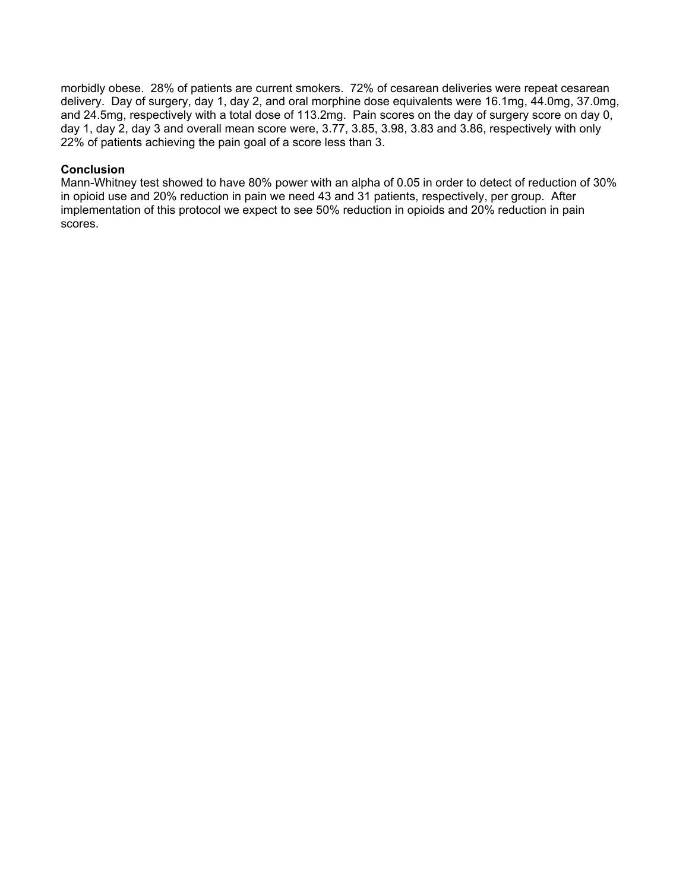morbidly obese. 28% of patients are current smokers. 72% of cesarean deliveries were repeat cesarean delivery. Day of surgery, day 1, day 2, and oral morphine dose equivalents were 16.1mg, 44.0mg, 37.0mg, and 24.5mg, respectively with a total dose of 113.2mg. Pain scores on the day of surgery score on day 0, day 1, day 2, day 3 and overall mean score were, 3.77, 3.85, 3.98, 3.83 and 3.86, respectively with only 22% of patients achieving the pain goal of a score less than 3.

**Conclusion**

Mann-Whitney test showed to have 80% power with an alpha of 0.05 in order to detect of reduction of 30% in opioid use and 20% reduction in pain we need 43 and 31 patients, respectively, per group. After implementation of this protocol we expect to see 50% reduction in opioids and 20% reduction in pain scores.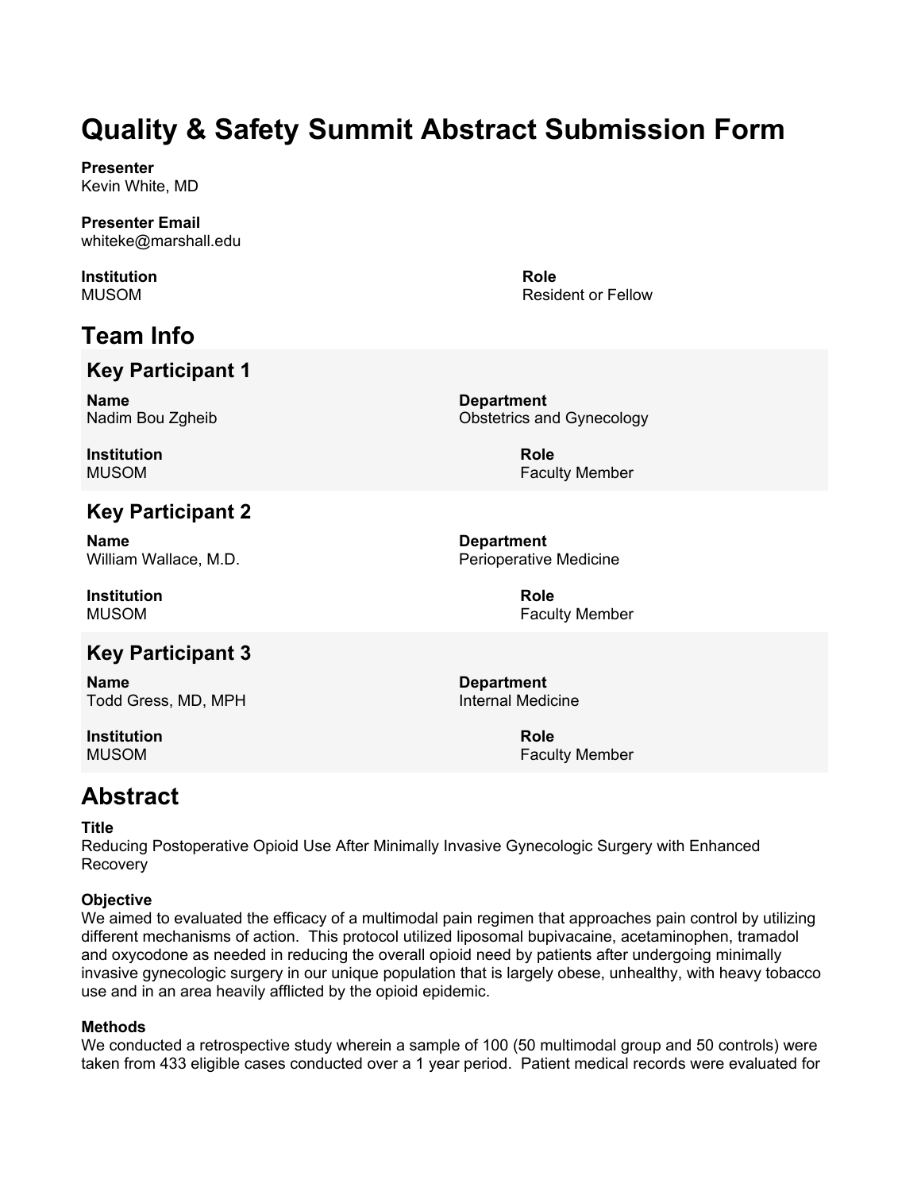# Quality & Safety Summit Abstract Submission Form

**Presenter**
Kevin White, MD

**Presenter Email**
whiteke@marshall.edu

**Institution**
MUSOM

**Role**
Resident or Fellow

## Team Info

### Key Participant 1

**Name**
Nadim Bou Zgheib

**Department**
Obstetrics and Gynecology

**Institution**
MUSOM

**Role**
Faculty Member

### Key Participant 2

**Name**
William Wallace, M.D.

**Department**
Perioperative Medicine

**Institution**
MUSOM

**Role**
Faculty Member

### Key Participant 3

**Name**
Todd Gress, MD, MPH

**Department**
Internal Medicine

**Institution**
MUSOM

**Role**
Faculty Member

## Abstract

**Title**
Reducing Postoperative Opioid Use After Minimally Invasive Gynecologic Surgery with Enhanced Recovery

**Objective**
We aimed to evaluated the efficacy of a multimodal pain regimen that approaches pain control by utilizing different mechanisms of action. This protocol utilized liposomal bupivacaine, acetaminophen, tramadol and oxycodone as needed in reducing the overall opioid need by patients after undergoing minimally invasive gynecologic surgery in our unique population that is largely obese, unhealthy, with heavy tobacco use and in an area heavily afflicted by the opioid epidemic.

**Methods**
We conducted a retrospective study wherein a sample of 100 (50 multimodal group and 50 controls) were taken from 433 eligible cases conducted over a 1 year period. Patient medical records were evaluated for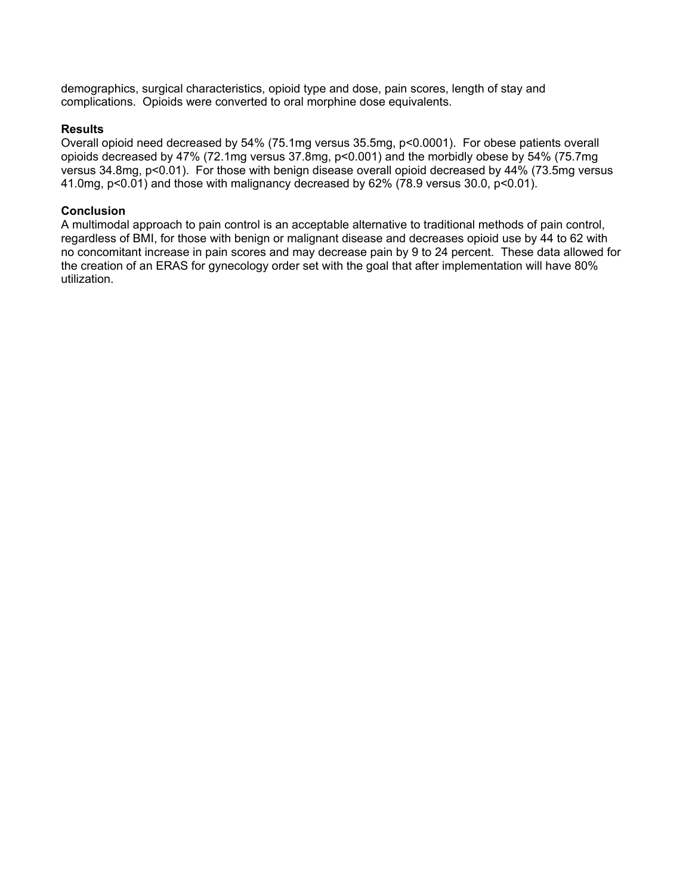demographics, surgical characteristics, opioid type and dose, pain scores, length of stay and complications. Opioids were converted to oral morphine dose equivalents.

**Results**

Overall opioid need decreased by 54% (75.1mg versus 35.5mg, $p<0.0001$). For obese patients overall opioids decreased by 47% (72.1mg versus 37.8mg, $p<0.001$) and the morbidly obese by 54% (75.7mg versus 34.8mg, $p<0.01$). For those with benign disease overall opioid decreased by 44% (73.5mg versus 41.0mg, $p<0.01$) and those with malignancy decreased by 62% (78.9 versus 30.0, $p<0.01$).

**Conclusion**

A multimodal approach to pain control is an acceptable alternative to traditional methods of pain control, regardless of BMI, for those with benign or malignant disease and decreases opioid use by 44 to 62 with no concomitant increase in pain scores and may decrease pain by 9 to 24 percent. These data allowed for the creation of an ERAS for gynecology order set with the goal that after implementation will have 80% utilization.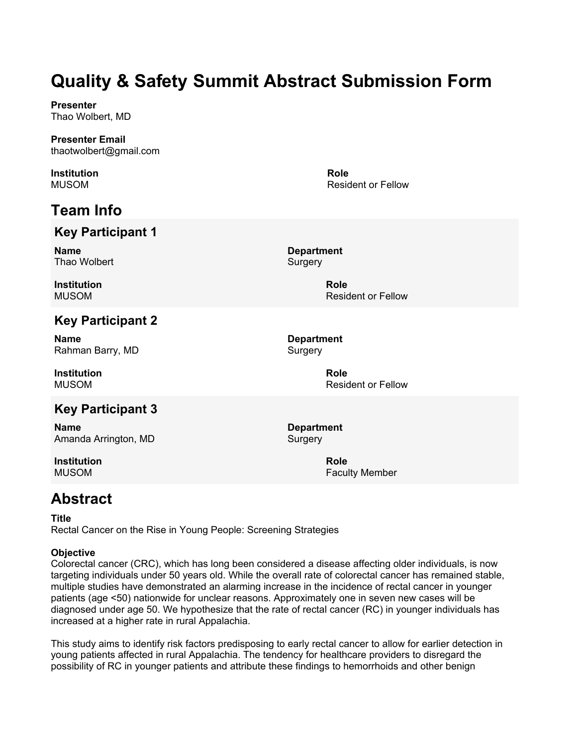# Quality & Safety Summit Abstract Submission Form

**Presenter**
Thao Wolbert, MD

**Presenter Email**
thaotwolbert@gmail.com

**Institution**
MUSOM

**Role**
Resident or Fellow

## Team Info

### Key Participant 1

**Name**
Thao Wolbert

**Department**
Surgery

**Institution**
MUSOM

**Role**
Resident or Fellow

### Key Participant 2

**Name**
Rahman Barry, MD

**Department**
Surgery

**Institution**
MUSOM

**Role**
Resident or Fellow

### Key Participant 3

**Name**
Amanda Arrington, MD

**Department**
Surgery

**Institution**
MUSOM

**Role**
Faculty Member

## Abstract

**Title**
Rectal Cancer on the Rise in Young People: Screening Strategies

**Objective**
Colorectal cancer (CRC), which has long been considered a disease affecting older individuals, is now targeting individuals under 50 years old. While the overall rate of colorectal cancer has remained stable, multiple studies have demonstrated an alarming increase in the incidence of rectal cancer in younger patients (age <50) nationwide for unclear reasons. Approximately one in seven new cases will be diagnosed under age 50. We hypothesize that the rate of rectal cancer (RC) in younger individuals has increased at a higher rate in rural Appalachia.

This study aims to identify risk factors predisposing to early rectal cancer to allow for earlier detection in young patients affected in rural Appalachia. The tendency for healthcare providers to disregard the possibility of RC in younger patients and attribute these findings to hemorrhoids and other benign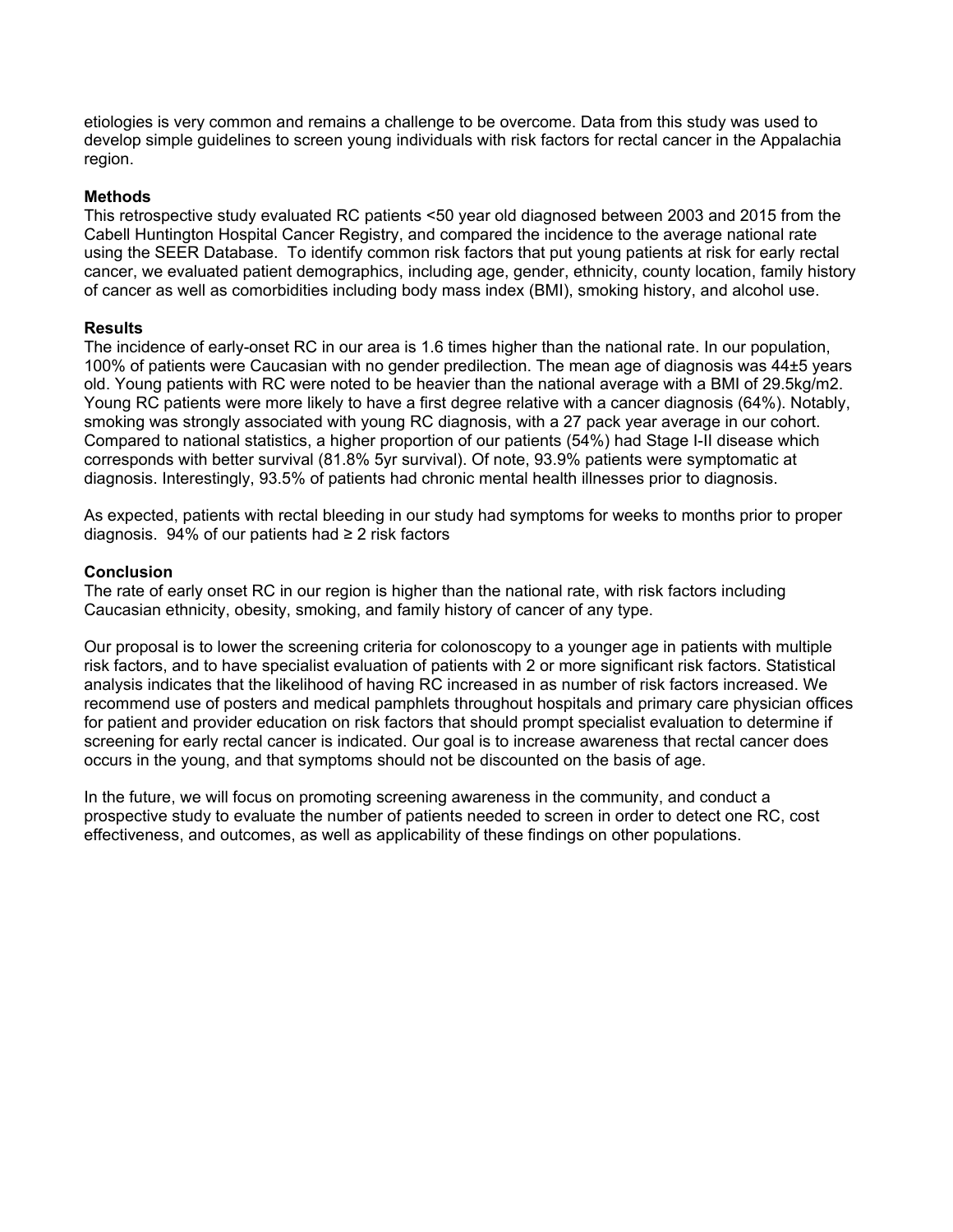etiologies is very common and remains a challenge to be overcome. Data from this study was used to develop simple guidelines to screen young individuals with risk factors for rectal cancer in the Appalachia region.

**Methods**

This retrospective study evaluated RC patients <50 year old diagnosed between 2003 and 2015 from the Cabell Huntington Hospital Cancer Registry, and compared the incidence to the average national rate using the SEER Database. To identify common risk factors that put young patients at risk for early rectal cancer, we evaluated patient demographics, including age, gender, ethnicity, county location, family history of cancer as well as comorbidities including body mass index (BMI), smoking history, and alcohol use.

**Results**

The incidence of early-onset RC in our area is 1.6 times higher than the national rate. In our population, 100% of patients were Caucasian with no gender predilection. The mean age of diagnosis was 44±5 years old. Young patients with RC were noted to be heavier than the national average with a BMI of 29.5kg/m2. Young RC patients were more likely to have a first degree relative with a cancer diagnosis (64%). Notably, smoking was strongly associated with young RC diagnosis, with a 27 pack year average in our cohort. Compared to national statistics, a higher proportion of our patients (54%) had Stage I-II disease which corresponds with better survival (81.8% 5yr survival). Of note, 93.9% patients were symptomatic at diagnosis. Interestingly, 93.5% of patients had chronic mental health illnesses prior to diagnosis.

As expected, patients with rectal bleeding in our study had symptoms for weeks to months prior to proper diagnosis. 94% of our patients had ≥ 2 risk factors

**Conclusion**

The rate of early onset RC in our region is higher than the national rate, with risk factors including Caucasian ethnicity, obesity, smoking, and family history of cancer of any type.

Our proposal is to lower the screening criteria for colonoscopy to a younger age in patients with multiple risk factors, and to have specialist evaluation of patients with 2 or more significant risk factors. Statistical analysis indicates that the likelihood of having RC increased in as number of risk factors increased. We recommend use of posters and medical pamphlets throughout hospitals and primary care physician offices for patient and provider education on risk factors that should prompt specialist evaluation to determine if screening for early rectal cancer is indicated. Our goal is to increase awareness that rectal cancer does occurs in the young, and that symptoms should not be discounted on the basis of age.

In the future, we will focus on promoting screening awareness in the community, and conduct a prospective study to evaluate the number of patients needed to screen in order to detect one RC, cost effectiveness, and outcomes, as well as applicability of these findings on other populations.